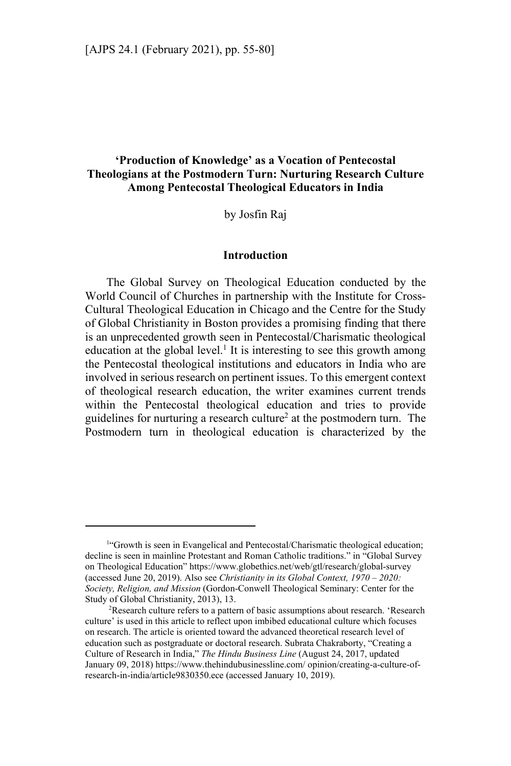# 'Production of Knowledge' as a Vocation of Pentecostal Theologians at the Postmodern Turn: Nurturing Research Culture Among Pentecostal Theological Educators in India

by Josfin Raj

## Introduction

The Global Survey on Theological Education conducted by the World Council of Churches in partnership with the Institute for Cross-Cultural Theological Education in Chicago and the Centre for the Study of Global Christianity in Boston provides a promising finding that there is an unprecedented growth seen in Pentecostal/Charismatic theological education at the global level.[1] It is interesting to see this growth among the Pentecostal theological institutions and educators in India who are involved in serious research on pertinent issues. To this emergent context of theological research education, the writer examines current trends within the Pentecostal theological education and tries to provide guidelines for nurturing a research culture[2] at the postmodern turn. The Postmodern turn in theological education is characterized by the

---

[1]"Growth is seen in Evangelical and Pentecostal/Charismatic theological education; decline is seen in mainline Protestant and Roman Catholic traditions." in "Global Survey on Theological Education" https://www.globethics.net/web/gtl/research/global-survey (accessed June 20, 2019). Also see *Christianity in its Global Context, 1970 – 2020: Society, Religion, and Mission* (Gordon-Conwell Theological Seminary: Center for the Study of Global Christianity, 2013), 13.

[2]Research culture refers to a pattern of basic assumptions about research. 'Research culture' is used in this article to reflect upon imbibed educational culture which focuses on research. The article is oriented toward the advanced theoretical research level of education such as postgraduate or doctoral research. Subrata Chakraborty, "Creating a Culture of Research in India," *The Hindu Business Line* (August 24, 2017, updated January 09, 2018) https://www.thehindubusinessline.com/ opinion/creating-a-culture-of-research-in-india/article9830350.ece (accessed January 10, 2019).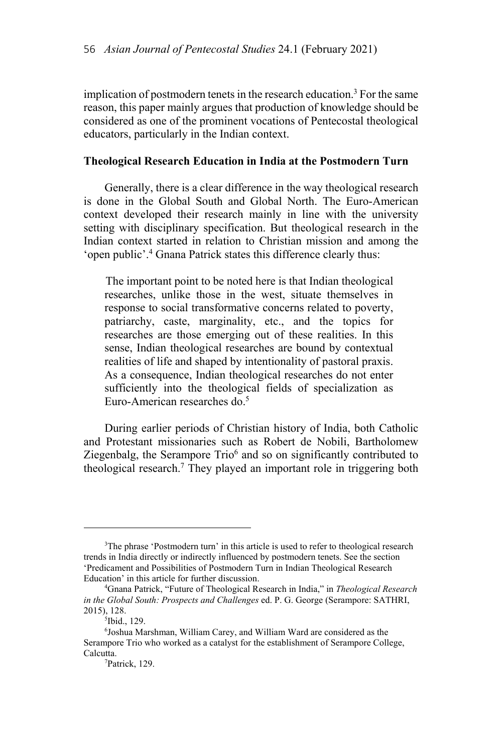implication of postmodern tenets in the research education.[3] For the same reason, this paper mainly argues that production of knowledge should be considered as one of the prominent vocations of Pentecostal theological educators, particularly in the Indian context.

## Theological Research Education in India at the Postmodern Turn

Generally, there is a clear difference in the way theological research is done in the Global South and Global North. The Euro-American context developed their research mainly in line with the university setting with disciplinary specification. But theological research in the Indian context started in relation to Christian mission and among the 'open public'.[4] Gnana Patrick states this difference clearly thus:

> The important point to be noted here is that Indian theological researches, unlike those in the west, situate themselves in response to social transformative concerns related to poverty, patriarchy, caste, marginality, etc., and the topics for researches are those emerging out of these realities. In this sense, Indian theological researches are bound by contextual realities of life and shaped by intentionality of pastoral praxis. As a consequence, Indian theological researches do not enter sufficiently into the theological fields of specialization as Euro-American researches do.[5]

During earlier periods of Christian history of India, both Catholic and Protestant missionaries such as Robert de Nobili, Bartholomew Ziegenbalg, the Serampore Trio[6] and so on significantly contributed to theological research.[7] They played an important role in triggering both

---

[3]The phrase 'Postmodern turn' in this article is used to refer to theological research trends in India directly or indirectly influenced by postmodern tenets. See the section 'Predicament and Possibilities of Postmodern Turn in Indian Theological Research Education' in this article for further discussion.

[4]Gnana Patrick, "Future of Theological Research in India," in *Theological Research in the Global South: Prospects and Challenges* ed. P. G. George (Serampore: SATHRI, 2015), 128.

[5]Ibid., 129.

[6]Joshua Marshman, William Carey, and William Ward are considered as the Serampore Trio who worked as a catalyst for the establishment of Serampore College, Calcutta.

[7]Patrick, 129.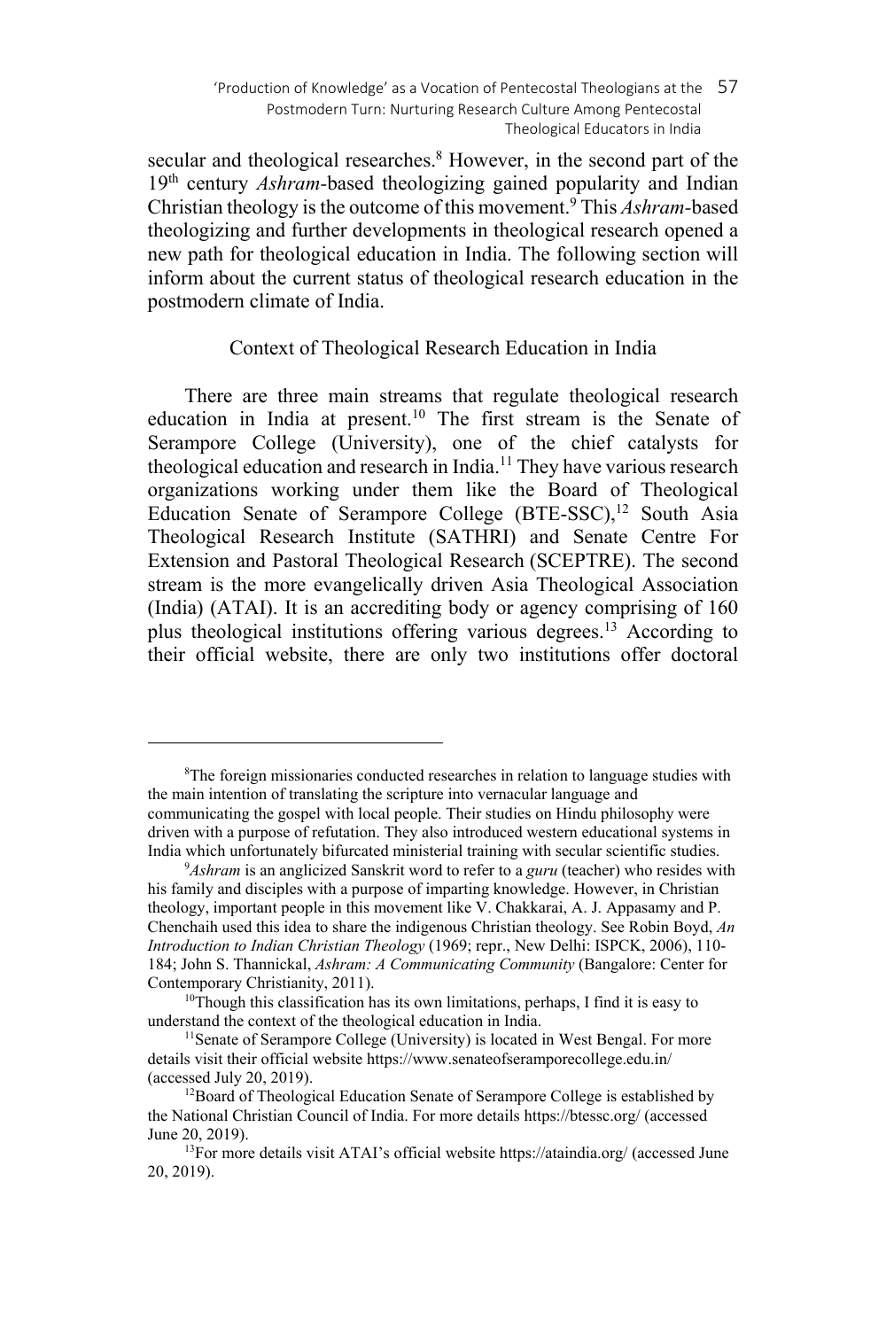secular and theological researches.[8] However, in the second part of the 19th century *Ashram*-based theologizing gained popularity and Indian Christian theology is the outcome of this movement.[9] This *Ashram*-based theologizing and further developments in theological research opened a new path for theological education in India. The following section will inform about the current status of theological research education in the postmodern climate of India.

## Context of Theological Research Education in India

There are three main streams that regulate theological research education in India at present.[10] The first stream is the Senate of Serampore College (University), one of the chief catalysts for theological education and research in India.[11] They have various research organizations working under them like the Board of Theological Education Senate of Serampore College (BTE-SSC),[12] South Asia Theological Research Institute (SATHRI) and Senate Centre For Extension and Pastoral Theological Research (SCEPTRE). The second stream is the more evangelically driven Asia Theological Association (India) (ATAI). It is an accrediting body or agency comprising of 160 plus theological institutions offering various degrees.[13] According to their official website, there are only two institutions offer doctoral

---

[8] The foreign missionaries conducted researches in relation to language studies with the main intention of translating the scripture into vernacular language and communicating the gospel with local people. Their studies on Hindu philosophy were driven with a purpose of refutation. They also introduced western educational systems in India which unfortunately bifurcated ministerial training with secular scientific studies.

[9] *Ashram* is an anglicized Sanskrit word to refer to a *guru* (teacher) who resides with his family and disciples with a purpose of imparting knowledge. However, in Christian theology, important people in this movement like V. Chakkarai, A. J. Appasamy and P. Chenchaih used this idea to share the indigenous Christian theology. See Robin Boyd, *An Introduction to Indian Christian Theology* (1969; repr., New Delhi: ISPCK, 2006), 110-184; John S. Thannickal, *Ashram: A Communicating Community* (Bangalore: Center for Contemporary Christianity, 2011).

[10] Though this classification has its own limitations, perhaps, I find it is easy to understand the context of the theological education in India.

[11] Senate of Serampore College (University) is located in West Bengal. For more details visit their official website https://www.senateofseramporecollege.edu.in/ (accessed July 20, 2019).

[12] Board of Theological Education Senate of Serampore College is established by the National Christian Council of India. For more details https://btessc.org/ (accessed June 20, 2019).

[13] For more details visit ATAI's official website https://ataindia.org/ (accessed June 20, 2019).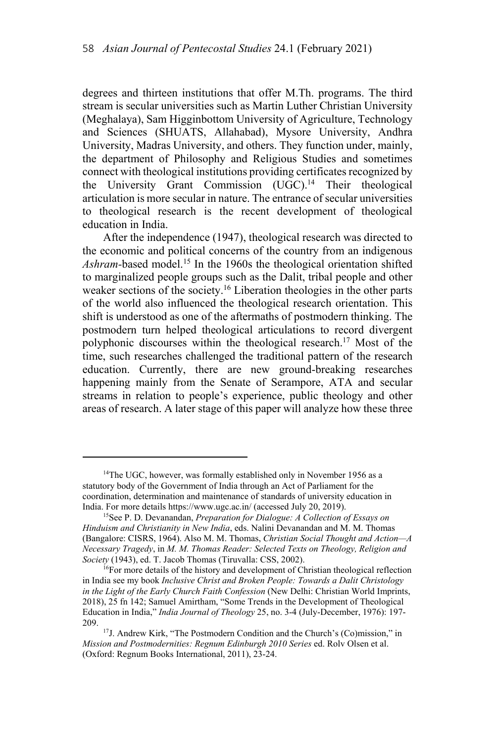degrees and thirteen institutions that offer M.Th. programs. The third stream is secular universities such as Martin Luther Christian University (Meghalaya), Sam Higginbottom University of Agriculture, Technology and Sciences (SHUATS, Allahabad), Mysore University, Andhra University, Madras University, and others. They function under, mainly, the department of Philosophy and Religious Studies and sometimes connect with theological institutions providing certificates recognized by the University Grant Commission (UGC).[14] Their theological articulation is more secular in nature. The entrance of secular universities to theological research is the recent development of theological education in India.

After the independence (1947), theological research was directed to the economic and political concerns of the country from an indigenous *Ashram*-based model.[15] In the 1960s the theological orientation shifted to marginalized people groups such as the Dalit, tribal people and other weaker sections of the society.[16] Liberation theologies in the other parts of the world also influenced the theological research orientation. This shift is understood as one of the aftermaths of postmodern thinking. The postmodern turn helped theological articulations to record divergent polyphonic discourses within the theological research.[17] Most of the time, such researches challenged the traditional pattern of the research education. Currently, there are new ground-breaking researches happening mainly from the Senate of Serampore, ATA and secular streams in relation to people's experience, public theology and other areas of research. A later stage of this paper will analyze how these three

---

[14]The UGC, however, was formally established only in November 1956 as a statutory body of the Government of India through an Act of Parliament for the coordination, determination and maintenance of standards of university education in India. For more details https://www.ugc.ac.in/ (accessed July 20, 2019).

[15]See P. D. Devanandan, *Preparation for Dialogue: A Collection of Essays on Hinduism and Christianity in New India*, eds. Nalini Devanandan and M. M. Thomas (Bangalore: CISRS, 1964). Also M. M. Thomas, *Christian Social Thought and Action—A Necessary Tragedy*, in *M. M. Thomas Reader: Selected Texts on Theology, Religion and Society* (1943), ed. T. Jacob Thomas (Tiruvalla: CSS, 2002).

[16]For more details of the history and development of Christian theological reflection in India see my book *Inclusive Christ and Broken People: Towards a Dalit Christology in the Light of the Early Church Faith Confession* (New Delhi: Christian World Imprints, 2018), 25 fn 142; Samuel Amirtham, "Some Trends in the Development of Theological Education in India," *India Journal of Theology* 25, no. 3-4 (July-December, 1976): 197-209.

[17]J. Andrew Kirk, "The Postmodern Condition and the Church's (Co)mission," in *Mission and Postmodernities: Regnum Edinburgh 2010 Series* ed. Rolv Olsen et al. (Oxford: Regnum Books International, 2011), 23-24.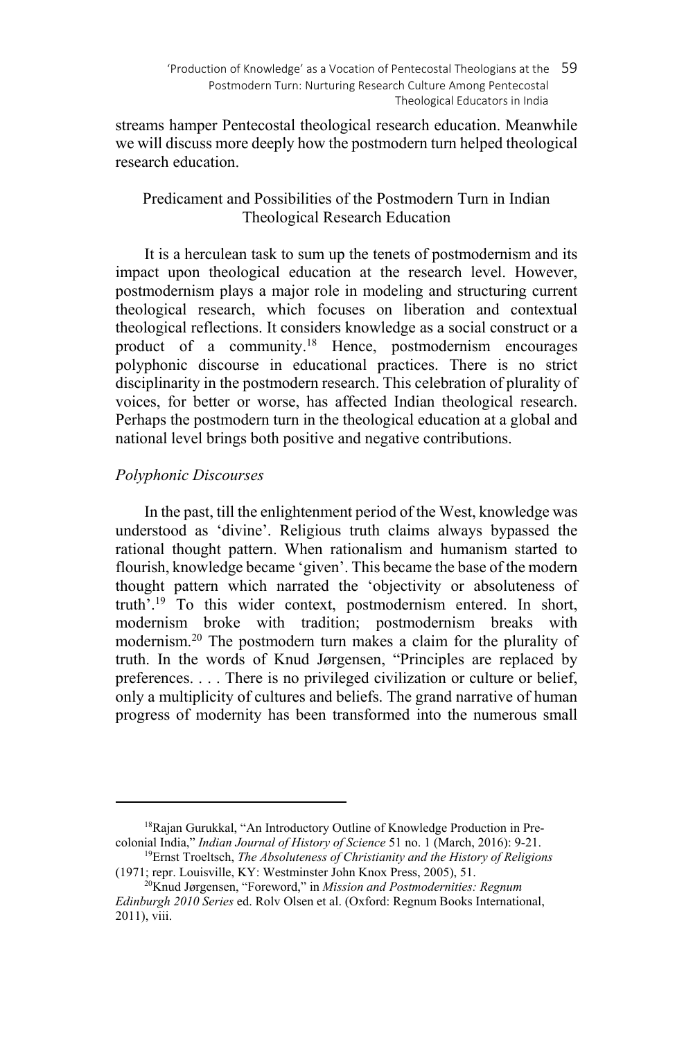streams hamper Pentecostal theological research education. Meanwhile we will discuss more deeply how the postmodern turn helped theological research education.

## Predicament and Possibilities of the Postmodern Turn in Indian Theological Research Education

It is a herculean task to sum up the tenets of postmodernism and its impact upon theological education at the research level. However, postmodernism plays a major role in modeling and structuring current theological research, which focuses on liberation and contextual theological reflections. It considers knowledge as a social construct or a product of a community.[18] Hence, postmodernism encourages polyphonic discourse in educational practices. There is no strict disciplinarity in the postmodern research. This celebration of plurality of voices, for better or worse, has affected Indian theological research. Perhaps the postmodern turn in the theological education at a global and national level brings both positive and negative contributions.

### *Polyphonic Discourses*

In the past, till the enlightenment period of the West, knowledge was understood as 'divine'. Religious truth claims always bypassed the rational thought pattern. When rationalism and humanism started to flourish, knowledge became 'given'. This became the base of the modern thought pattern which narrated the 'objectivity or absoluteness of truth'.[19] To this wider context, postmodernism entered. In short, modernism broke with tradition; postmodernism breaks with modernism.[20] The postmodern turn makes a claim for the plurality of truth. In the words of Knud Jørgensen, "Principles are replaced by preferences. . . . There is no privileged civilization or culture or belief, only a multiplicity of cultures and beliefs. The grand narrative of human progress of modernity has been transformed into the numerous small

---

[18] Rajan Gurukkal, "An Introductory Outline of Knowledge Production in Pre-colonial India," *Indian Journal of History of Science* 51 no. 1 (March, 2016): 9-21.

[19] Ernst Troeltsch, *The Absoluteness of Christianity and the History of Religions* (1971; repr. Louisville, KY: Westminster John Knox Press, 2005), 51.

[20] Knud Jørgensen, "Foreword," in *Mission and Postmodernities: Regnum Edinburgh 2010 Series* ed. Rolv Olsen et al. (Oxford: Regnum Books International, 2011), viii.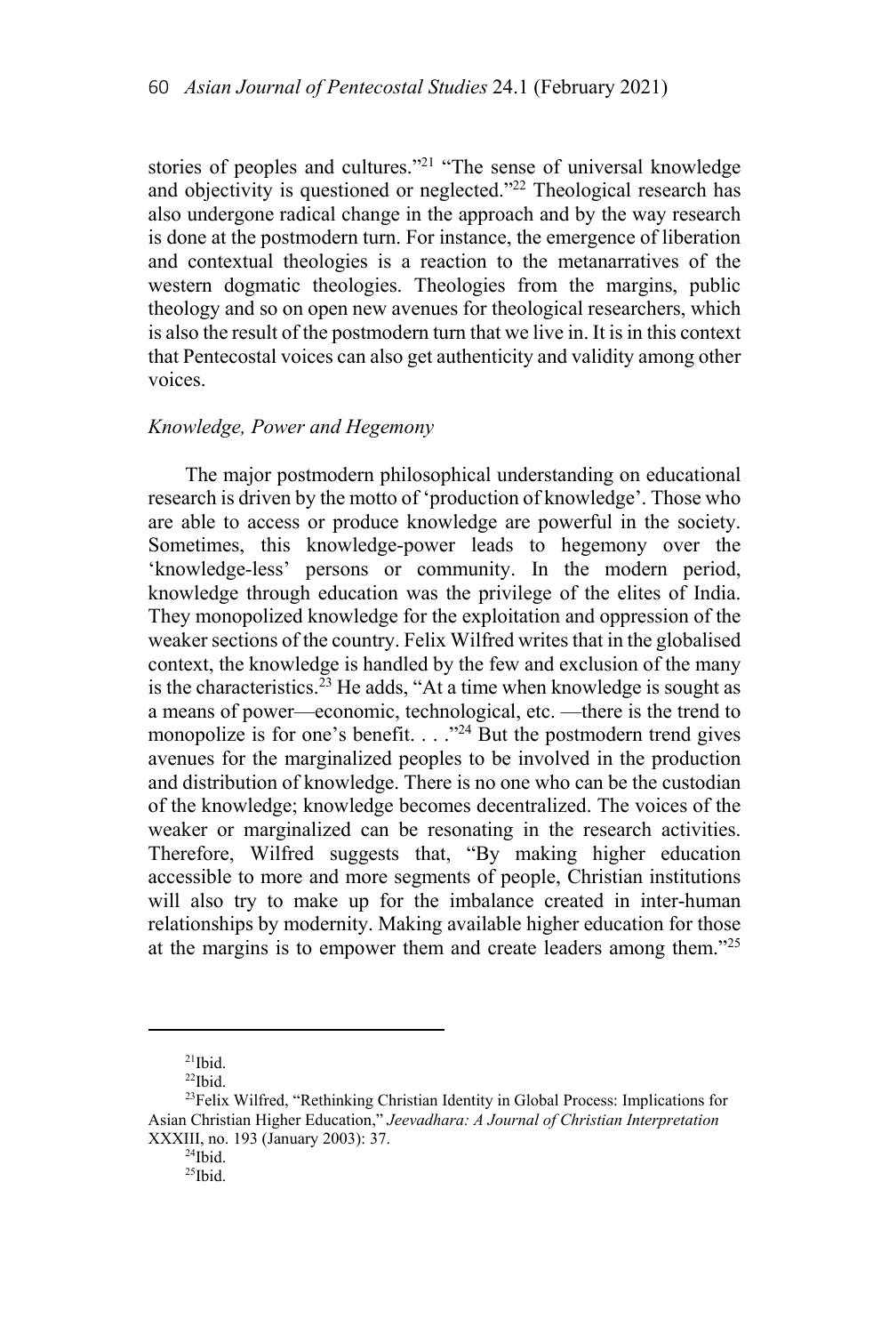stories of peoples and cultures."[21] "The sense of universal knowledge and objectivity is questioned or neglected."[22] Theological research has also undergone radical change in the approach and by the way research is done at the postmodern turn. For instance, the emergence of liberation and contextual theologies is a reaction to the metanarratives of the western dogmatic theologies. Theologies from the margins, public theology and so on open new avenues for theological researchers, which is also the result of the postmodern turn that we live in. It is in this context that Pentecostal voices can also get authenticity and validity among other voices.

### *Knowledge, Power and Hegemony*

The major postmodern philosophical understanding on educational research is driven by the motto of 'production of knowledge'. Those who are able to access or produce knowledge are powerful in the society. Sometimes, this knowledge-power leads to hegemony over the 'knowledge-less' persons or community. In the modern period, knowledge through education was the privilege of the elites of India. They monopolized knowledge for the exploitation and oppression of the weaker sections of the country. Felix Wilfred writes that in the globalised context, the knowledge is handled by the few and exclusion of the many is the characteristics.[23] He adds, "At a time when knowledge is sought as a means of power—economic, technological, etc. —there is the trend to monopolize is for one's benefit. . . ."[24] But the postmodern trend gives avenues for the marginalized peoples to be involved in the production and distribution of knowledge. There is no one who can be the custodian of the knowledge; knowledge becomes decentralized. The voices of the weaker or marginalized can be resonating in the research activities. Therefore, Wilfred suggests that, "By making higher education accessible to more and more segments of people, Christian institutions will also try to make up for the imbalance created in inter-human relationships by modernity. Making available higher education for those at the margins is to empower them and create leaders among them."[25]

---

[21]Ibid.

[22]Ibid.

[23]Felix Wilfred, "Rethinking Christian Identity in Global Process: Implications for Asian Christian Higher Education," *Jeevadhara: A Journal of Christian Interpretation* XXXIII, no. 193 (January 2003): 37.

[24]Ibid.

[25]Ibid.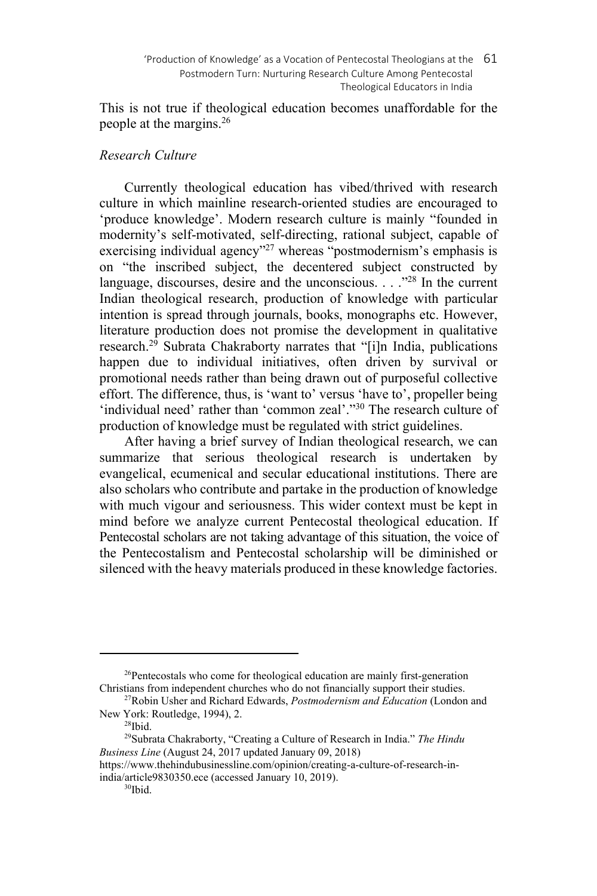This is not true if theological education becomes unaffordable for the people at the margins.[26]

*Research Culture*

Currently theological education has vibed/thrived with research culture in which mainline research-oriented studies are encouraged to 'produce knowledge'. Modern research culture is mainly "founded in modernity's self-motivated, self-directing, rational subject, capable of exercising individual agency"[27] whereas "postmodernism's emphasis is on "the inscribed subject, the decentered subject constructed by language, discourses, desire and the unconscious. . . ."[28] In the current Indian theological research, production of knowledge with particular intention is spread through journals, books, monographs etc. However, literature production does not promise the development in qualitative research.[29] Subrata Chakraborty narrates that "[i]n India, publications happen due to individual initiatives, often driven by survival or promotional needs rather than being drawn out of purposeful collective effort. The difference, thus, is 'want to' versus 'have to', propeller being 'individual need' rather than 'common zeal'."[30] The research culture of production of knowledge must be regulated with strict guidelines.

After having a brief survey of Indian theological research, we can summarize that serious theological research is undertaken by evangelical, ecumenical and secular educational institutions. There are also scholars who contribute and partake in the production of knowledge with much vigour and seriousness. This wider context must be kept in mind before we analyze current Pentecostal theological education. If Pentecostal scholars are not taking advantage of this situation, the voice of the Pentecostalism and Pentecostal scholarship will be diminished or silenced with the heavy materials produced in these knowledge factories.

---

[26]Pentecostals who come for theological education are mainly first-generation Christians from independent churches who do not financially support their studies.

[27]Robin Usher and Richard Edwards, *Postmodernism and Education* (London and New York: Routledge, 1994), 2.

[28]Ibid.

[29]Subrata Chakraborty, "Creating a Culture of Research in India." *The Hindu Business Line* (August 24, 2017 updated January 09, 2018) https://www.thehindubusinessline.com/opinion/creating-a-culture-of-research-in-india/article9830350.ece (accessed January 10, 2019).

[30]Ibid.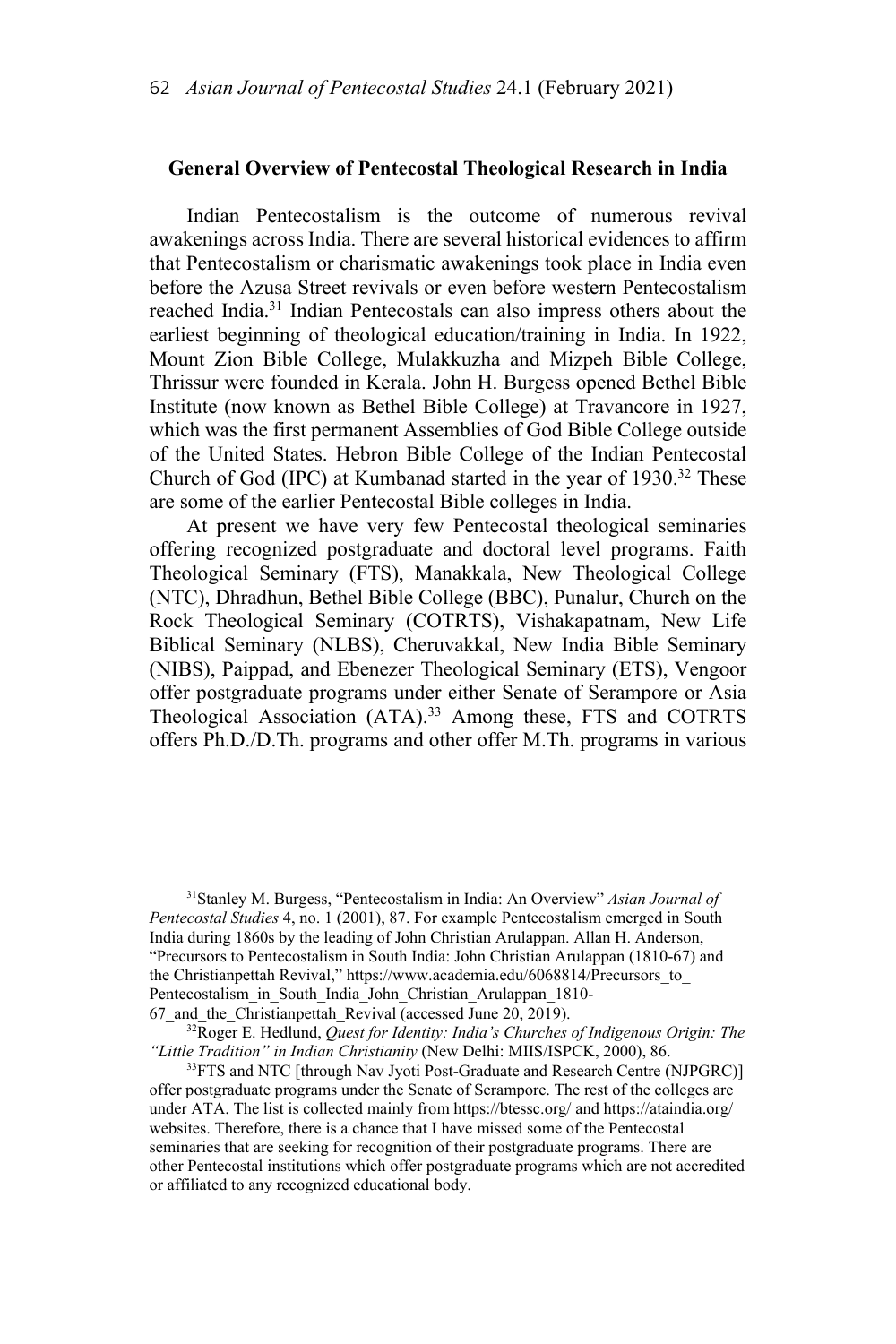## General Overview of Pentecostal Theological Research in India

Indian Pentecostalism is the outcome of numerous revival awakenings across India. There are several historical evidences to affirm that Pentecostalism or charismatic awakenings took place in India even before the Azusa Street revivals or even before western Pentecostalism reached India.[31] Indian Pentecostals can also impress others about the earliest beginning of theological education/training in India. In 1922, Mount Zion Bible College, Mulakkuzha and Mizpeh Bible College, Thrissur were founded in Kerala. John H. Burgess opened Bethel Bible Institute (now known as Bethel Bible College) at Travancore in 1927, which was the first permanent Assemblies of God Bible College outside of the United States. Hebron Bible College of the Indian Pentecostal Church of God (IPC) at Kumbanad started in the year of 1930.[32] These are some of the earlier Pentecostal Bible colleges in India.

At present we have very few Pentecostal theological seminaries offering recognized postgraduate and doctoral level programs. Faith Theological Seminary (FTS), Manakkala, New Theological College (NTC), Dhradhun, Bethel Bible College (BBC), Punalur, Church on the Rock Theological Seminary (COTRTS), Vishakapatnam, New Life Biblical Seminary (NLBS), Cheruvakkal, New India Bible Seminary (NIBS), Paippad, and Ebenezer Theological Seminary (ETS), Vengoor offer postgraduate programs under either Senate of Serampore or Asia Theological Association (ATA).[33] Among these, FTS and COTRTS offers Ph.D./D.Th. programs and other offer M.Th. programs in various

---

[31]Stanley M. Burgess, "Pentecostalism in India: An Overview" *Asian Journal of Pentecostal Studies* 4, no. 1 (2001), 87. For example Pentecostalism emerged in South India during 1860s by the leading of John Christian Arulappan. Allan H. Anderson, "Precursors to Pentecostalism in South India: John Christian Arulappan (1810-67) and the Christianpettah Revival," https://www.academia.edu/6068814/Precursors_to_Pentecostalism_in_South_India_John_Christian_Arulappan_1810-67_and_the_Christianpettah_Revival (accessed June 20, 2019).

[32]Roger E. Hedlund, *Quest for Identity: India's Churches of Indigenous Origin: The "Little Tradition" in Indian Christianity* (New Delhi: MIIS/ISPCK, 2000), 86.

[33]FTS and NTC [through Nav Jyoti Post-Graduate and Research Centre (NJPGRC)] offer postgraduate programs under the Senate of Serampore. The rest of the colleges are under ATA. The list is collected mainly from https://btessc.org/ and https://ataindia.org/ websites. Therefore, there is a chance that I have missed some of the Pentecostal seminaries that are seeking for recognition of their postgraduate programs. There are other Pentecostal institutions which offer postgraduate programs which are not accredited or affiliated to any recognized educational body.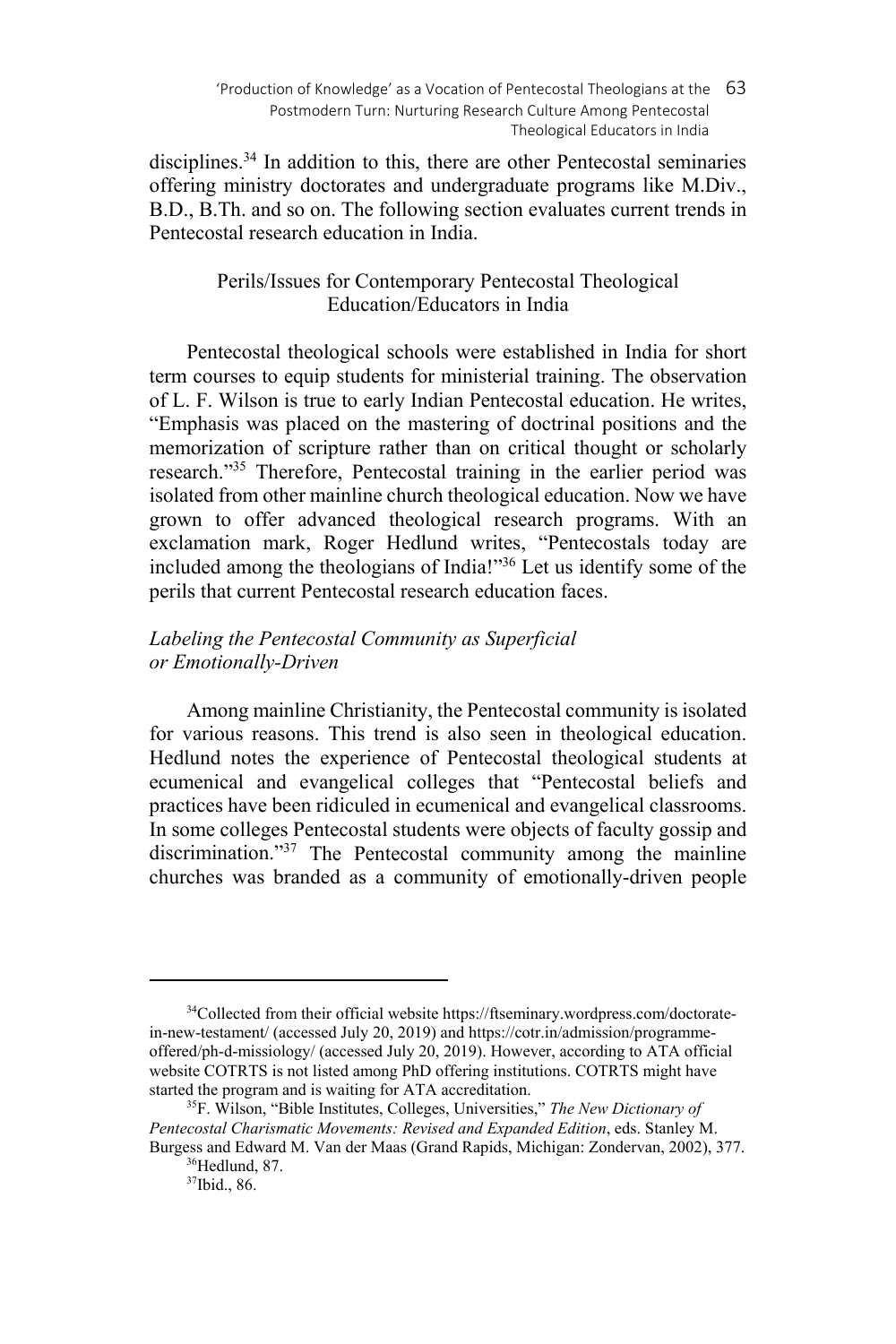disciplines.[34] In addition to this, there are other Pentecostal seminaries offering ministry doctorates and undergraduate programs like M.Div., B.D., B.Th. and so on. The following section evaluates current trends in Pentecostal research education in India.

## Perils/Issues for Contemporary Pentecostal Theological Education/Educators in India

Pentecostal theological schools were established in India for short term courses to equip students for ministerial training. The observation of L. F. Wilson is true to early Indian Pentecostal education. He writes, "Emphasis was placed on the mastering of doctrinal positions and the memorization of scripture rather than on critical thought or scholarly research."[35] Therefore, Pentecostal training in the earlier period was isolated from other mainline church theological education. Now we have grown to offer advanced theological research programs. With an exclamation mark, Roger Hedlund writes, "Pentecostals today are included among the theologians of India!"[36] Let us identify some of the perils that current Pentecostal research education faces.

### *Labeling the Pentecostal Community as Superficial or Emotionally-Driven*

Among mainline Christianity, the Pentecostal community is isolated for various reasons. This trend is also seen in theological education. Hedlund notes the experience of Pentecostal theological students at ecumenical and evangelical colleges that "Pentecostal beliefs and practices have been ridiculed in ecumenical and evangelical classrooms. In some colleges Pentecostal students were objects of faculty gossip and discrimination."[37] The Pentecostal community among the mainline churches was branded as a community of emotionally-driven people

---

[34]Collected from their official website https://ftseminary.wordpress.com/doctorate-in-new-testament/ (accessed July 20, 2019) and https://cotr.in/admission/programme-offered/ph-d-missiology/ (accessed July 20, 2019). However, according to ATA official website COTRTS is not listed among PhD offering institutions. COTRTS might have started the program and is waiting for ATA accreditation.

[35]F. Wilson, "Bible Institutes, Colleges, Universities," *The New Dictionary of Pentecostal Charismatic Movements: Revised and Expanded Edition*, eds. Stanley M. Burgess and Edward M. Van der Maas (Grand Rapids, Michigan: Zondervan, 2002), 377.

[36]Hedlund, 87.

[37]Ibid., 86.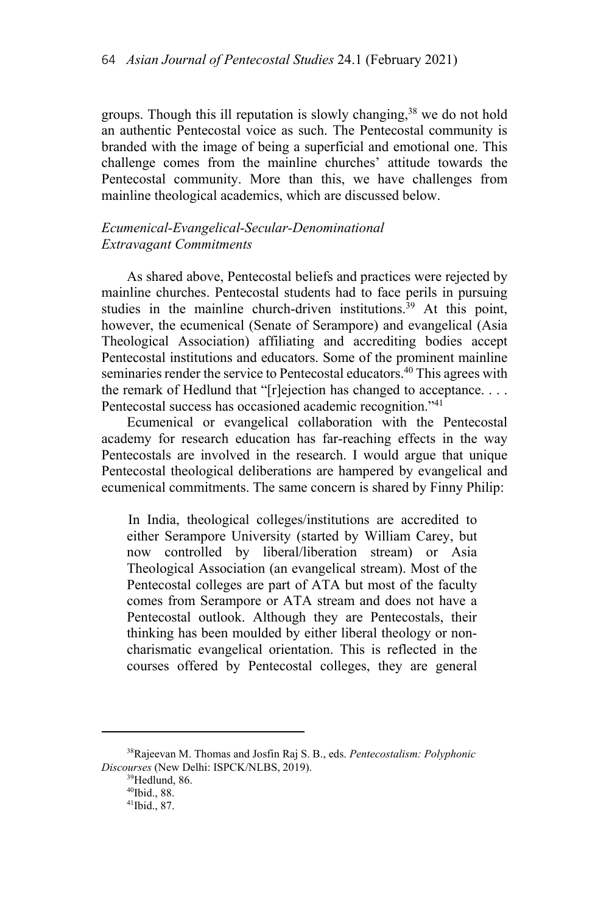groups. Though this ill reputation is slowly changing,[38] we do not hold an authentic Pentecostal voice as such. The Pentecostal community is branded with the image of being a superficial and emotional one. This challenge comes from the mainline churches' attitude towards the Pentecostal community. More than this, we have challenges from mainline theological academics, which are discussed below.

### *Ecumenical-Evangelical-Secular-Denominational Extravagant Commitments*

As shared above, Pentecostal beliefs and practices were rejected by mainline churches. Pentecostal students had to face perils in pursuing studies in the mainline church-driven institutions.[39] At this point, however, the ecumenical (Senate of Serampore) and evangelical (Asia Theological Association) affiliating and accrediting bodies accept Pentecostal institutions and educators. Some of the prominent mainline seminaries render the service to Pentecostal educators.[40] This agrees with the remark of Hedlund that "[r]ejection has changed to acceptance. . . . Pentecostal success has occasioned academic recognition."[41]

Ecumenical or evangelical collaboration with the Pentecostal academy for research education has far-reaching effects in the way Pentecostals are involved in the research. I would argue that unique Pentecostal theological deliberations are hampered by evangelical and ecumenical commitments. The same concern is shared by Finny Philip:

> In India, theological colleges/institutions are accredited to either Serampore University (started by William Carey, but now controlled by liberal/liberation stream) or Asia Theological Association (an evangelical stream). Most of the Pentecostal colleges are part of ATA but most of the faculty comes from Serampore or ATA stream and does not have a Pentecostal outlook. Although they are Pentecostals, their thinking has been moulded by either liberal theology or non-charismatic evangelical orientation. This is reflected in the courses offered by Pentecostal colleges, they are general

---

[38] Rajeevan M. Thomas and Josfin Raj S. B., eds. *Pentecostalism: Polyphonic Discourses* (New Delhi: ISPCK/NLBS, 2019).

[39] Hedlund, 86.

[40] Ibid., 88.

[41] Ibid., 87.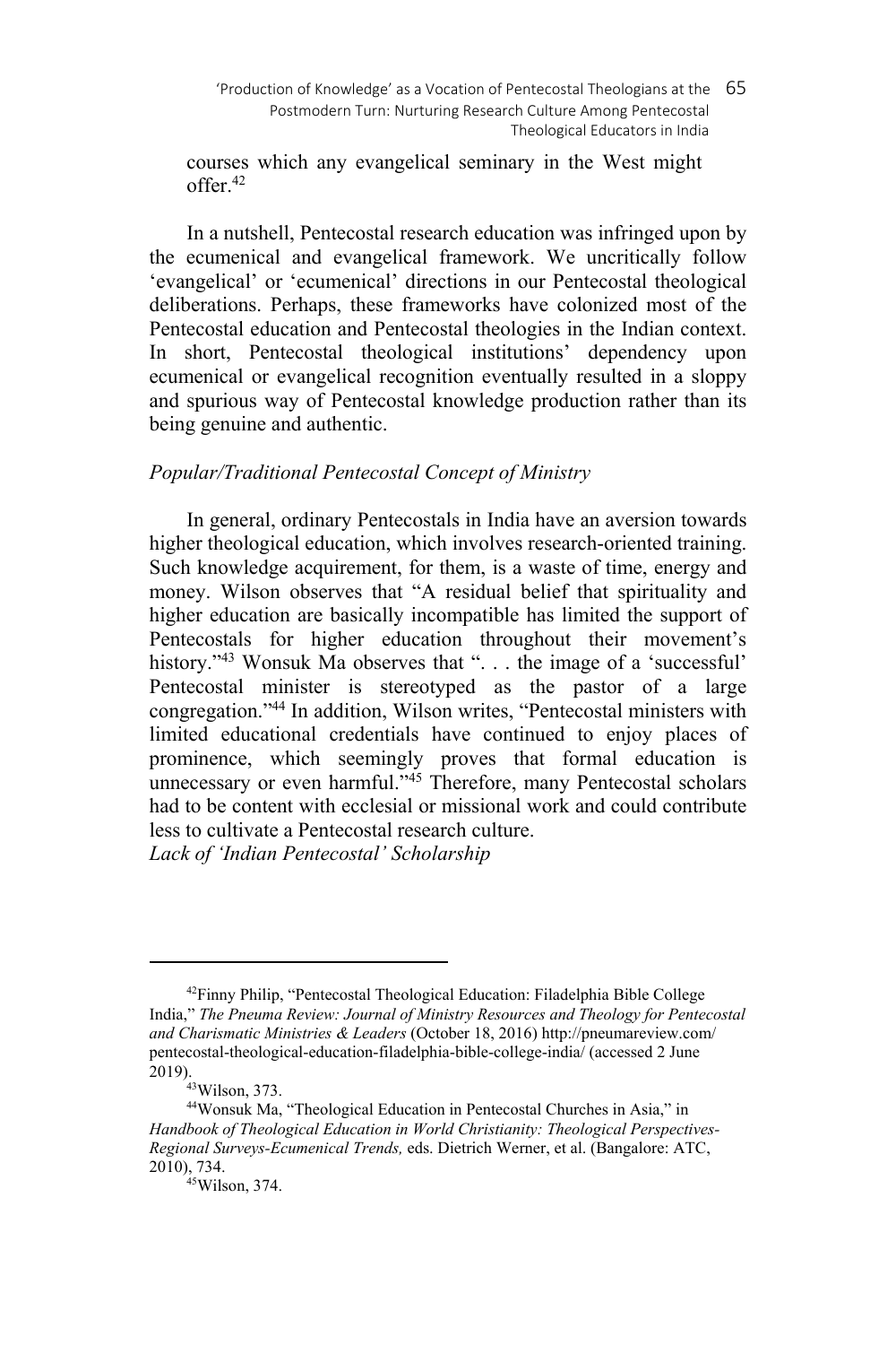courses which any evangelical seminary in the West might offer.[42]

In a nutshell, Pentecostal research education was infringed upon by the ecumenical and evangelical framework. We uncritically follow 'evangelical' or 'ecumenical' directions in our Pentecostal theological deliberations. Perhaps, these frameworks have colonized most of the Pentecostal education and Pentecostal theologies in the Indian context. In short, Pentecostal theological institutions' dependency upon ecumenical or evangelical recognition eventually resulted in a sloppy and spurious way of Pentecostal knowledge production rather than its being genuine and authentic.

### *Popular/Traditional Pentecostal Concept of Ministry*

In general, ordinary Pentecostals in India have an aversion towards higher theological education, which involves research-oriented training. Such knowledge acquirement, for them, is a waste of time, energy and money. Wilson observes that "A residual belief that spirituality and higher education are basically incompatible has limited the support of Pentecostals for higher education throughout their movement's history."[43] Wonsuk Ma observes that ". . . the image of a 'successful' Pentecostal minister is stereotyped as the pastor of a large congregation."[44] In addition, Wilson writes, "Pentecostal ministers with limited educational credentials have continued to enjoy places of prominence, which seemingly proves that formal education is unnecessary or even harmful."[45] Therefore, many Pentecostal scholars had to be content with ecclesial or missional work and could contribute less to cultivate a Pentecostal research culture.

### *Lack of 'Indian Pentecostal' Scholarship*

---

[42] Finny Philip, "Pentecostal Theological Education: Filadelphia Bible College India," *The Pneuma Review: Journal of Ministry Resources and Theology for Pentecostal and Charismatic Ministries & Leaders* (October 18, 2016) http://pneumareview.com/pentecostal-theological-education-filadelphia-bible-college-india/ (accessed 2 June 2019).

[43] Wilson, 373.

[44] Wonsuk Ma, "Theological Education in Pentecostal Churches in Asia," in *Handbook of Theological Education in World Christianity: Theological Perspectives-Regional Surveys-Ecumenical Trends,* eds. Dietrich Werner, et al. (Bangalore: ATC, 2010), 734.

[45] Wilson, 374.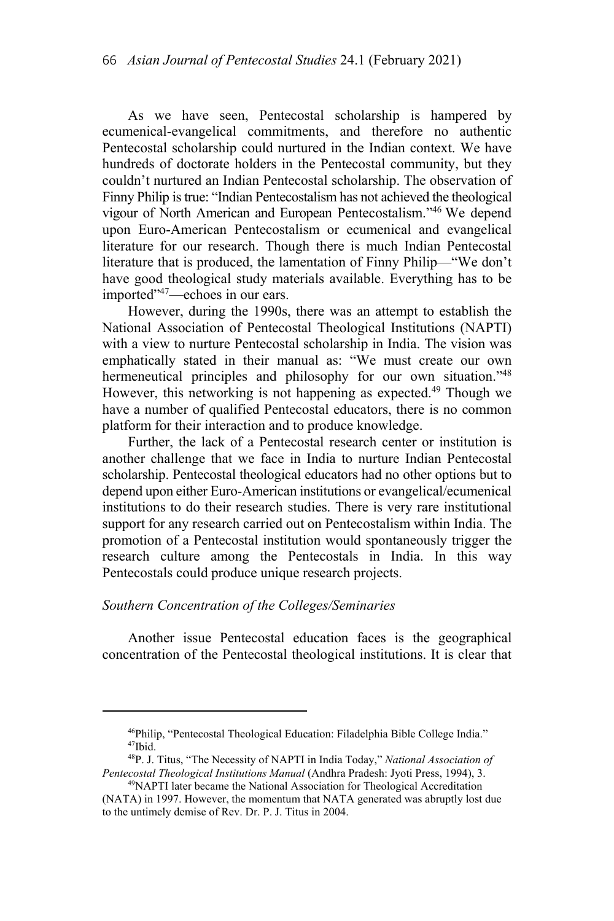As we have seen, Pentecostal scholarship is hampered by ecumenical-evangelical commitments, and therefore no authentic Pentecostal scholarship could nurtured in the Indian context. We have hundreds of doctorate holders in the Pentecostal community, but they couldn't nurtured an Indian Pentecostal scholarship. The observation of Finny Philip is true: "Indian Pentecostalism has not achieved the theological vigour of North American and European Pentecostalism."[46] We depend upon Euro-American Pentecostalism or ecumenical and evangelical literature for our research. Though there is much Indian Pentecostal literature that is produced, the lamentation of Finny Philip—"We don't have good theological study materials available. Everything has to be imported"[47]—echoes in our ears.

However, during the 1990s, there was an attempt to establish the National Association of Pentecostal Theological Institutions (NAPTI) with a view to nurture Pentecostal scholarship in India. The vision was emphatically stated in their manual as: "We must create our own hermeneutical principles and philosophy for our own situation."[48] However, this networking is not happening as expected.[49] Though we have a number of qualified Pentecostal educators, there is no common platform for their interaction and to produce knowledge.

Further, the lack of a Pentecostal research center or institution is another challenge that we face in India to nurture Indian Pentecostal scholarship. Pentecostal theological educators had no other options but to depend upon either Euro-American institutions or evangelical/ecumenical institutions to do their research studies. There is very rare institutional support for any research carried out on Pentecostalism within India. The promotion of a Pentecostal institution would spontaneously trigger the research culture among the Pentecostals in India. In this way Pentecostals could produce unique research projects.

### *Southern Concentration of the Colleges/Seminaries*

Another issue Pentecostal education faces is the geographical concentration of the Pentecostal theological institutions. It is clear that

---

[46] Philip, "Pentecostal Theological Education: Filadelphia Bible College India."

[47] Ibid.

[48] P. J. Titus, "The Necessity of NAPTI in India Today," *National Association of Pentecostal Theological Institutions Manual* (Andhra Pradesh: Jyoti Press, 1994), 3.

[49] NAPTI later became the National Association for Theological Accreditation (NATA) in 1997. However, the momentum that NATA generated was abruptly lost due to the untimely demise of Rev. Dr. P. J. Titus in 2004.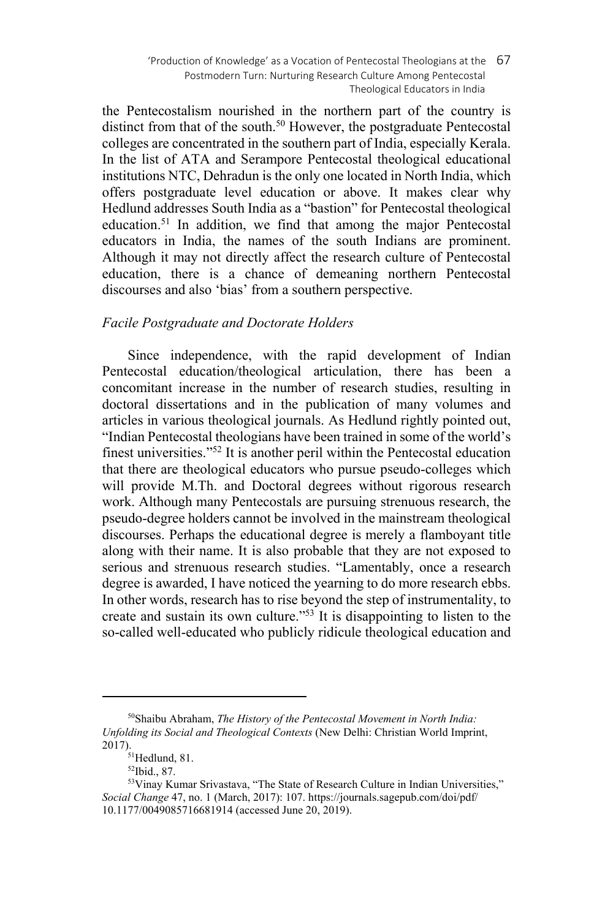the Pentecostalism nourished in the northern part of the country is distinct from that of the south.[50] However, the postgraduate Pentecostal colleges are concentrated in the southern part of India, especially Kerala. In the list of ATA and Serampore Pentecostal theological educational institutions NTC, Dehradun is the only one located in North India, which offers postgraduate level education or above. It makes clear why Hedlund addresses South India as a "bastion" for Pentecostal theological education.[51] In addition, we find that among the major Pentecostal educators in India, the names of the south Indians are prominent. Although it may not directly affect the research culture of Pentecostal education, there is a chance of demeaning northern Pentecostal discourses and also 'bias' from a southern perspective.

### *Facile Postgraduate and Doctorate Holders*

Since independence, with the rapid development of Indian Pentecostal education/theological articulation, there has been a concomitant increase in the number of research studies, resulting in doctoral dissertations and in the publication of many volumes and articles in various theological journals. As Hedlund rightly pointed out, "Indian Pentecostal theologians have been trained in some of the world's finest universities."[52] It is another peril within the Pentecostal education that there are theological educators who pursue pseudo-colleges which will provide M.Th. and Doctoral degrees without rigorous research work. Although many Pentecostals are pursuing strenuous research, the pseudo-degree holders cannot be involved in the mainstream theological discourses. Perhaps the educational degree is merely a flamboyant title along with their name. It is also probable that they are not exposed to serious and strenuous research studies. "Lamentably, once a research degree is awarded, I have noticed the yearning to do more research ebbs. In other words, research has to rise beyond the step of instrumentality, to create and sustain its own culture."[53] It is disappointing to listen to the so-called well-educated who publicly ridicule theological education and

---

[50] Shaibu Abraham, *The History of the Pentecostal Movement in North India: Unfolding its Social and Theological Contexts* (New Delhi: Christian World Imprint, 2017).

[51] Hedlund, 81.

[52] Ibid., 87.

[53] Vinay Kumar Srivastava, "The State of Research Culture in Indian Universities," *Social Change* 47, no. 1 (March, 2017): 107. https://journals.sagepub.com/doi/pdf/10.1177/0049085716681914 (accessed June 20, 2019).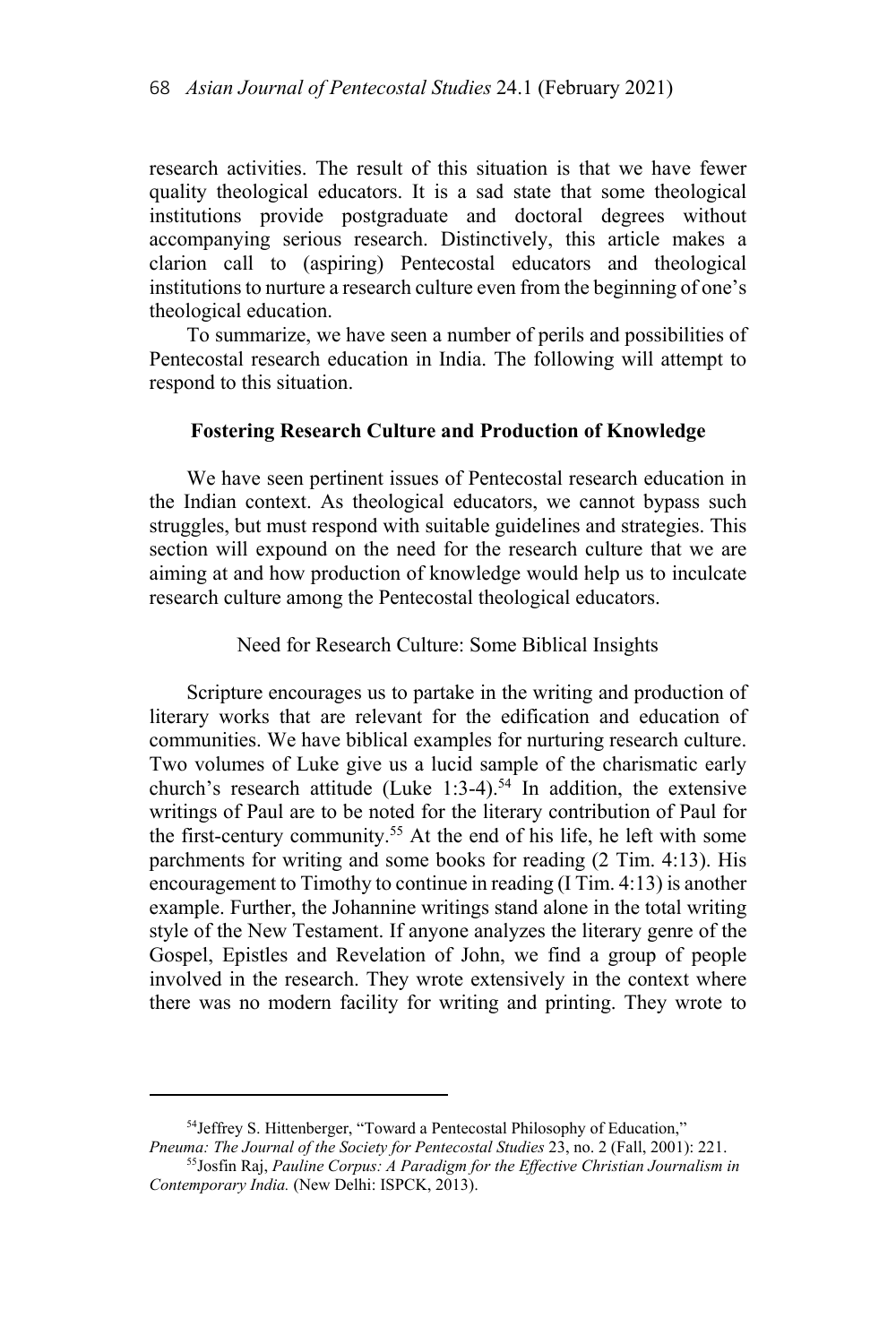research activities. The result of this situation is that we have fewer quality theological educators. It is a sad state that some theological institutions provide postgraduate and doctoral degrees without accompanying serious research. Distinctively, this article makes a clarion call to (aspiring) Pentecostal educators and theological institutions to nurture a research culture even from the beginning of one's theological education.

To summarize, we have seen a number of perils and possibilities of Pentecostal research education in India. The following will attempt to respond to this situation.

## Fostering Research Culture and Production of Knowledge

We have seen pertinent issues of Pentecostal research education in the Indian context. As theological educators, we cannot bypass such struggles, but must respond with suitable guidelines and strategies. This section will expound on the need for the research culture that we are aiming at and how production of knowledge would help us to inculcate research culture among the Pentecostal theological educators.

### Need for Research Culture: Some Biblical Insights

Scripture encourages us to partake in the writing and production of literary works that are relevant for the edification and education of communities. We have biblical examples for nurturing research culture. Two volumes of Luke give us a lucid sample of the charismatic early church's research attitude (Luke 1:3-4).[54] In addition, the extensive writings of Paul are to be noted for the literary contribution of Paul for the first-century community.[55] At the end of his life, he left with some parchments for writing and some books for reading (2 Tim. 4:13). His encouragement to Timothy to continue in reading (I Tim. 4:13) is another example. Further, the Johannine writings stand alone in the total writing style of the New Testament. If anyone analyzes the literary genre of the Gospel, Epistles and Revelation of John, we find a group of people involved in the research. They wrote extensively in the context where there was no modern facility for writing and printing. They wrote to

---

[54] Jeffrey S. Hittenberger, "Toward a Pentecostal Philosophy of Education," *Pneuma: The Journal of the Society for Pentecostal Studies* 23, no. 2 (Fall, 2001): 221.

[55] Josfin Raj, *Pauline Corpus: A Paradigm for the Effective Christian Journalism in Contemporary India.* (New Delhi: ISPCK, 2013).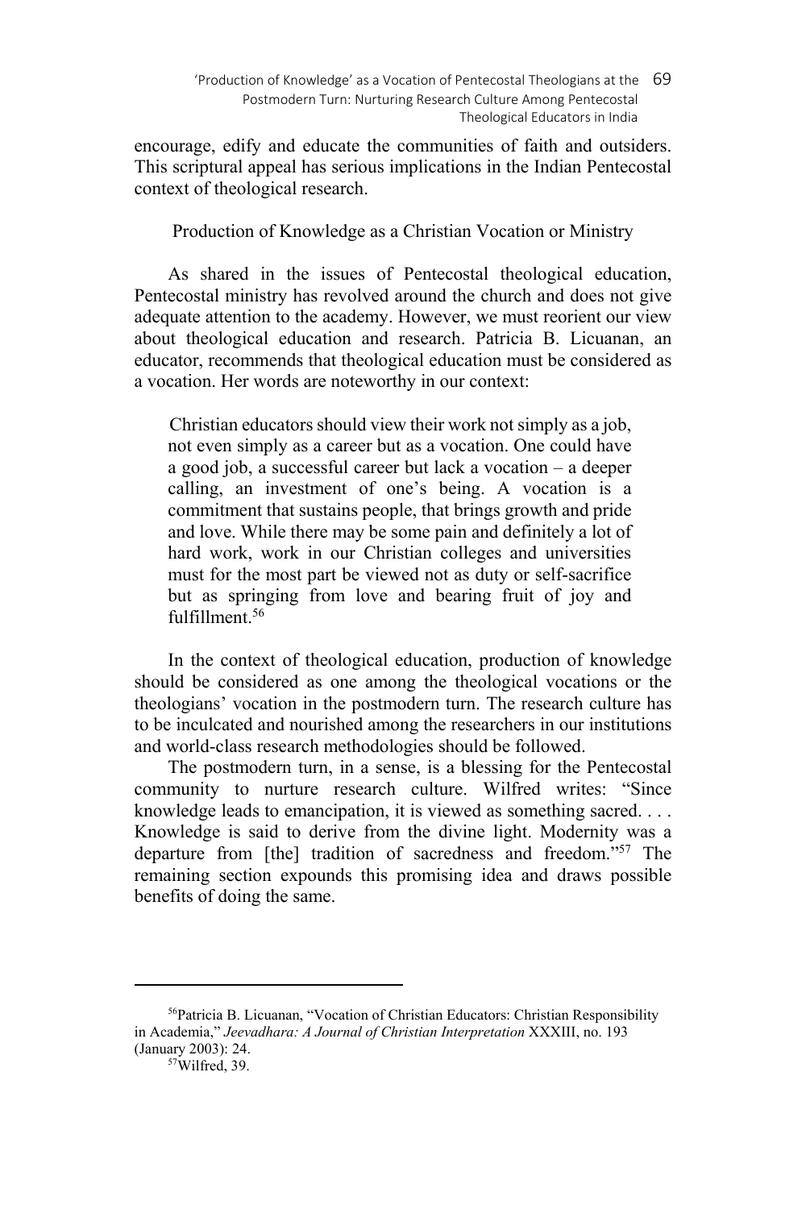encourage, edify and educate the communities of faith and outsiders. This scriptural appeal has serious implications in the Indian Pentecostal context of theological research.

## Production of Knowledge as a Christian Vocation or Ministry

As shared in the issues of Pentecostal theological education, Pentecostal ministry has revolved around the church and does not give adequate attention to the academy. However, we must reorient our view about theological education and research. Patricia B. Licuanan, an educator, recommends that theological education must be considered as a vocation. Her words are noteworthy in our context:

> Christian educators should view their work not simply as a job, not even simply as a career but as a vocation. One could have a good job, a successful career but lack a vocation – a deeper calling, an investment of one's being. A vocation is a commitment that sustains people, that brings growth and pride and love. While there may be some pain and definitely a lot of hard work, work in our Christian colleges and universities must for the most part be viewed not as duty or self-sacrifice but as springing from love and bearing fruit of joy and fulfillment.[56]

In the context of theological education, production of knowledge should be considered as one among the theological vocations or the theologians' vocation in the postmodern turn. The research culture has to be inculcated and nourished among the researchers in our institutions and world-class research methodologies should be followed.

The postmodern turn, in a sense, is a blessing for the Pentecostal community to nurture research culture. Wilfred writes: "Since knowledge leads to emancipation, it is viewed as something sacred. . . . Knowledge is said to derive from the divine light. Modernity was a departure from [the] tradition of sacredness and freedom."[57] The remaining section expounds this promising idea and draws possible benefits of doing the same.

---

[56]Patricia B. Licuanan, "Vocation of Christian Educators: Christian Responsibility in Academia," *Jeevadhara: A Journal of Christian Interpretation* XXXIII, no. 193 (January 2003): 24.

[57]Wilfred, 39.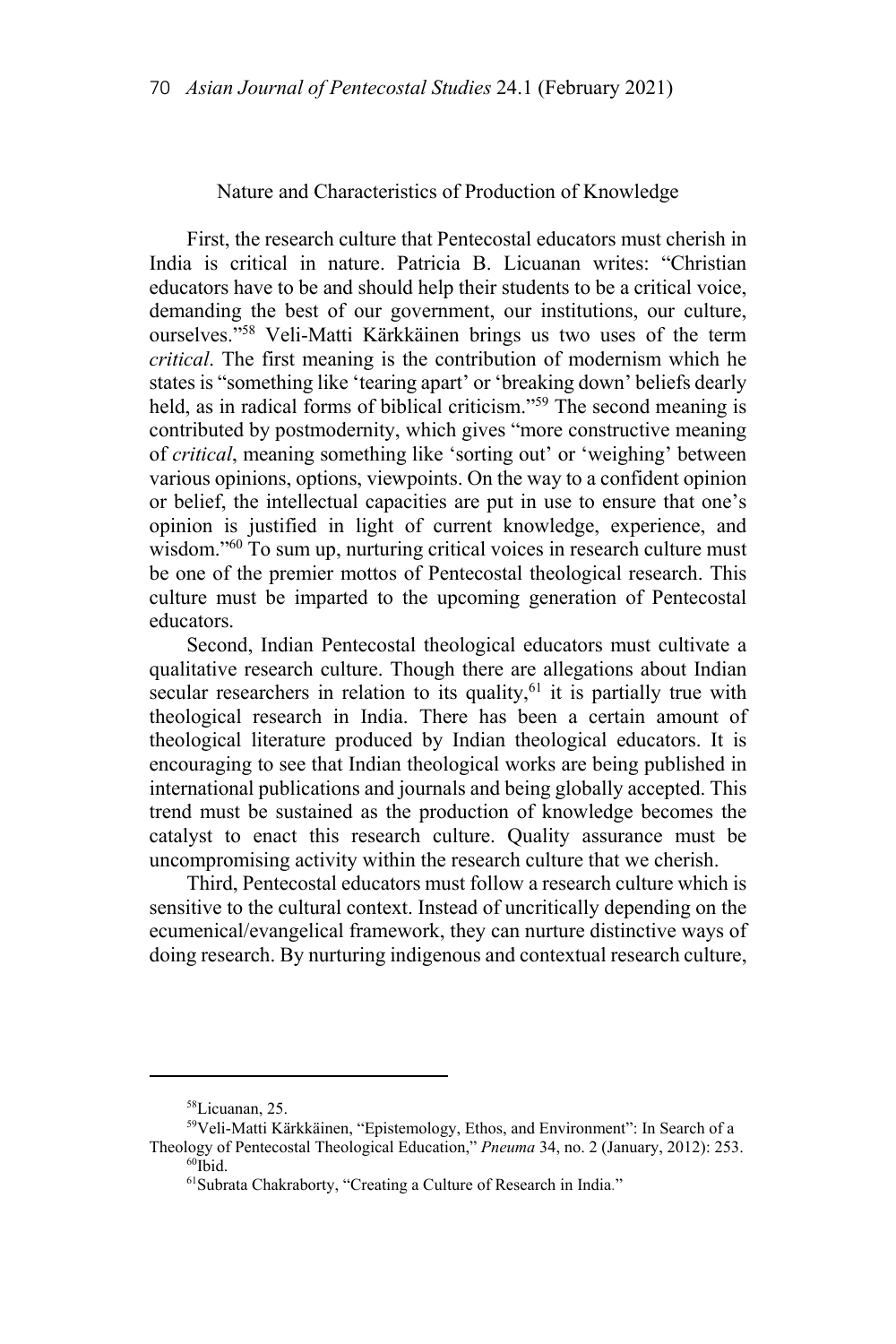## Nature and Characteristics of Production of Knowledge

First, the research culture that Pentecostal educators must cherish in India is critical in nature. Patricia B. Licuanan writes: "Christian educators have to be and should help their students to be a critical voice, demanding the best of our government, our institutions, our culture, ourselves."[58] Veli-Matti Kärkkäinen brings us two uses of the term *critical*. The first meaning is the contribution of modernism which he states is "something like 'tearing apart' or 'breaking down' beliefs dearly held, as in radical forms of biblical criticism."[59] The second meaning is contributed by postmodernity, which gives "more constructive meaning of *critical*, meaning something like 'sorting out' or 'weighing' between various opinions, options, viewpoints. On the way to a confident opinion or belief, the intellectual capacities are put in use to ensure that one's opinion is justified in light of current knowledge, experience, and wisdom."[60] To sum up, nurturing critical voices in research culture must be one of the premier mottos of Pentecostal theological research. This culture must be imparted to the upcoming generation of Pentecostal educators.

Second, Indian Pentecostal theological educators must cultivate a qualitative research culture. Though there are allegations about Indian secular researchers in relation to its quality,[61] it is partially true with theological research in India. There has been a certain amount of theological literature produced by Indian theological educators. It is encouraging to see that Indian theological works are being published in international publications and journals and being globally accepted. This trend must be sustained as the production of knowledge becomes the catalyst to enact this research culture. Quality assurance must be uncompromising activity within the research culture that we cherish.

Third, Pentecostal educators must follow a research culture which is sensitive to the cultural context. Instead of uncritically depending on the ecumenical/evangelical framework, they can nurture distinctive ways of doing research. By nurturing indigenous and contextual research culture,

---

[58]Licuanan, 25.

[59]Veli-Matti Kärkkäinen, "Epistemology, Ethos, and Environment": In Search of a Theology of Pentecostal Theological Education," *Pneuma* 34, no. 2 (January, 2012): 253.

[60]Ibid.

[61]Subrata Chakraborty, "Creating a Culture of Research in India."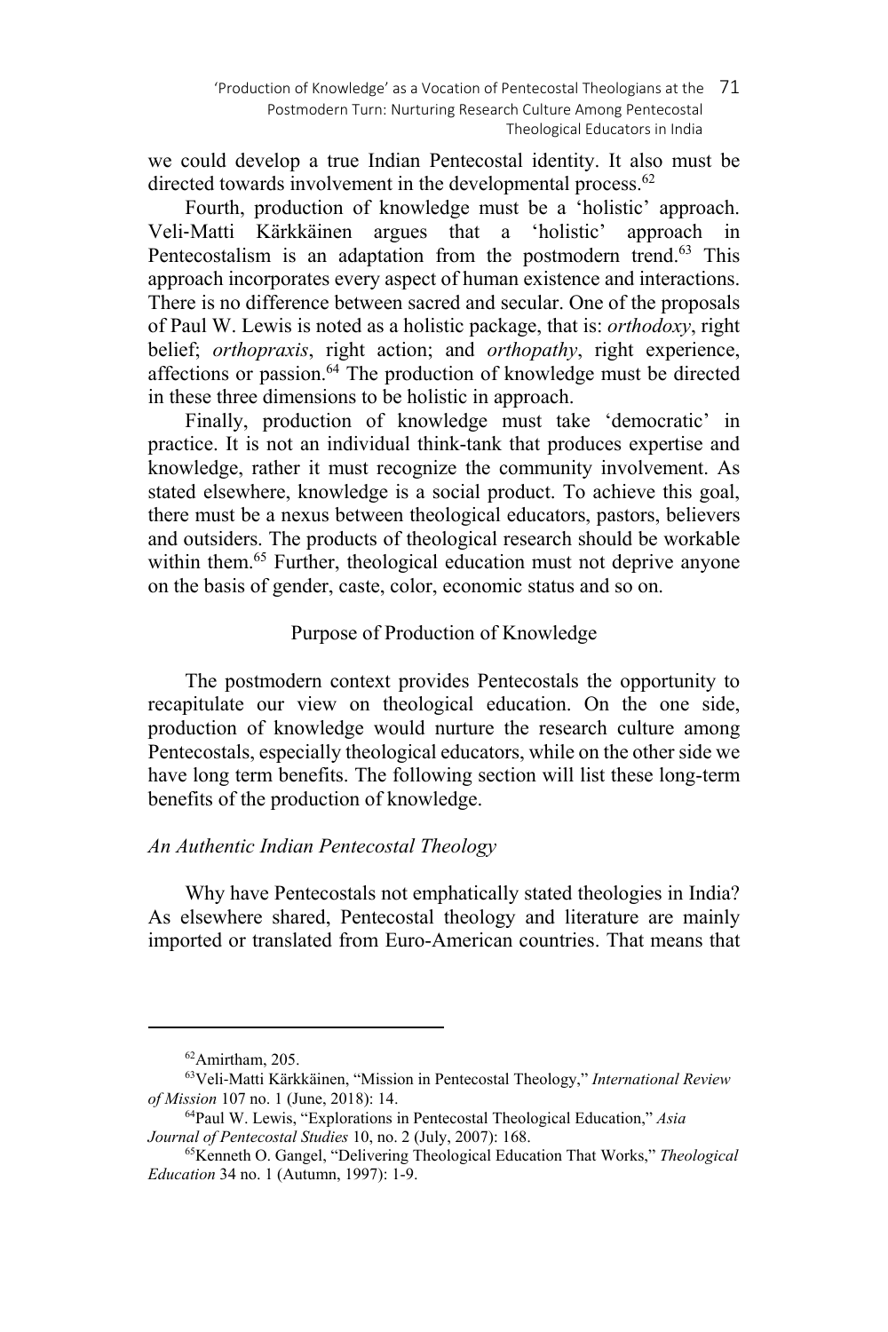we could develop a true Indian Pentecostal identity. It also must be directed towards involvement in the developmental process.[62]

Fourth, production of knowledge must be a 'holistic' approach. Veli-Matti Kärkkäinen argues that a 'holistic' approach in Pentecostalism is an adaptation from the postmodern trend.[63] This approach incorporates every aspect of human existence and interactions. There is no difference between sacred and secular. One of the proposals of Paul W. Lewis is noted as a holistic package, that is: *orthodoxy*, right belief; *orthopraxis*, right action; and *orthopathy*, right experience, affections or passion.[64] The production of knowledge must be directed in these three dimensions to be holistic in approach.

Finally, production of knowledge must take 'democratic' in practice. It is not an individual think-tank that produces expertise and knowledge, rather it must recognize the community involvement. As stated elsewhere, knowledge is a social product. To achieve this goal, there must be a nexus between theological educators, pastors, believers and outsiders. The products of theological research should be workable within them.[65] Further, theological education must not deprive anyone on the basis of gender, caste, color, economic status and so on.

## Purpose of Production of Knowledge

The postmodern context provides Pentecostals the opportunity to recapitulate our view on theological education. On the one side, production of knowledge would nurture the research culture among Pentecostals, especially theological educators, while on the other side we have long term benefits. The following section will list these long-term benefits of the production of knowledge.

### *An Authentic Indian Pentecostal Theology*

Why have Pentecostals not emphatically stated theologies in India? As elsewhere shared, Pentecostal theology and literature are mainly imported or translated from Euro-American countries. That means that

---

[62] Amirtham, 205.

[63] Veli-Matti Kärkkäinen, "Mission in Pentecostal Theology," *International Review of Mission* 107 no. 1 (June, 2018): 14.

[64] Paul W. Lewis, "Explorations in Pentecostal Theological Education," *Asia Journal of Pentecostal Studies* 10, no. 2 (July, 2007): 168.

[65] Kenneth O. Gangel, "Delivering Theological Education That Works," *Theological Education* 34 no. 1 (Autumn, 1997): 1-9.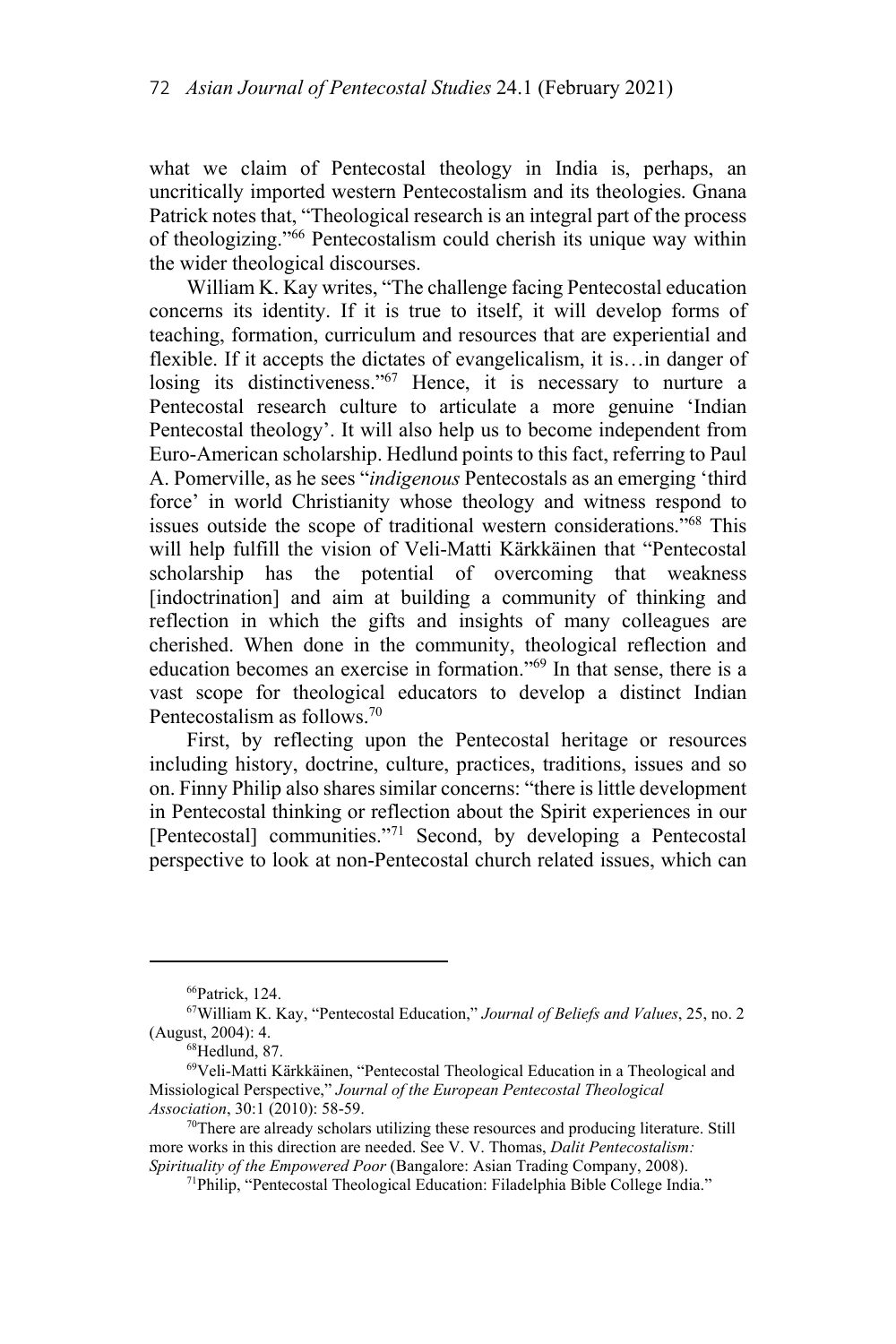what we claim of Pentecostal theology in India is, perhaps, an uncritically imported western Pentecostalism and its theologies. Gnana Patrick notes that, "Theological research is an integral part of the process of theologizing."[66] Pentecostalism could cherish its unique way within the wider theological discourses.

William K. Kay writes, "The challenge facing Pentecostal education concerns its identity. If it is true to itself, it will develop forms of teaching, formation, curriculum and resources that are experiential and flexible. If it accepts the dictates of evangelicalism, it is…in danger of losing its distinctiveness."[67] Hence, it is necessary to nurture a Pentecostal research culture to articulate a more genuine 'Indian Pentecostal theology'. It will also help us to become independent from Euro-American scholarship. Hedlund points to this fact, referring to Paul A. Pomerville, as he sees "*indigenous* Pentecostals as an emerging 'third force' in world Christianity whose theology and witness respond to issues outside the scope of traditional western considerations."[68] This will help fulfill the vision of Veli-Matti Kärkkäinen that "Pentecostal scholarship has the potential of overcoming that weakness [indoctrination] and aim at building a community of thinking and reflection in which the gifts and insights of many colleagues are cherished. When done in the community, theological reflection and education becomes an exercise in formation."[69] In that sense, there is a vast scope for theological educators to develop a distinct Indian Pentecostalism as follows.[70]

First, by reflecting upon the Pentecostal heritage or resources including history, doctrine, culture, practices, traditions, issues and so on. Finny Philip also shares similar concerns: "there is little development in Pentecostal thinking or reflection about the Spirit experiences in our [Pentecostal] communities."[71] Second, by developing a Pentecostal perspective to look at non-Pentecostal church related issues, which can

---

[66]Patrick, 124.

[67]William K. Kay, "Pentecostal Education," *Journal of Beliefs and Values*, 25, no. 2 (August, 2004): 4.

[68]Hedlund, 87.

[69]Veli-Matti Kärkkäinen, "Pentecostal Theological Education in a Theological and Missiological Perspective," *Journal of the European Pentecostal Theological Association*, 30:1 (2010): 58-59.

[70]There are already scholars utilizing these resources and producing literature. Still more works in this direction are needed. See V. V. Thomas, *Dalit Pentecostalism: Spirituality of the Empowered Poor* (Bangalore: Asian Trading Company, 2008).

[71]Philip, "Pentecostal Theological Education: Filadelphia Bible College India."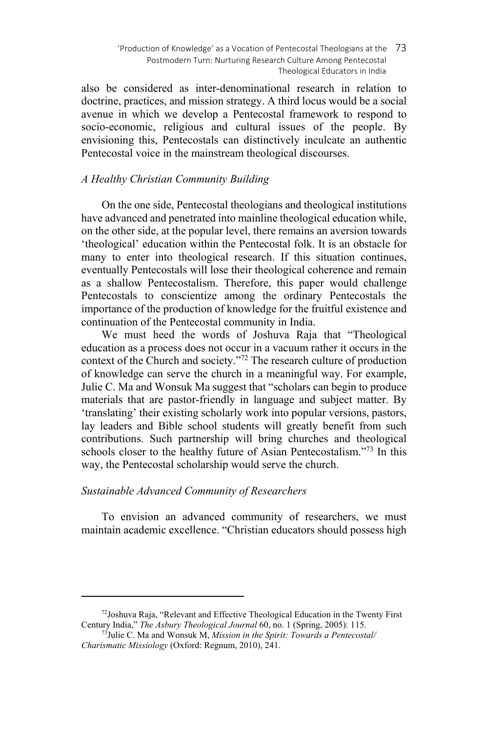also be considered as inter-denominational research in relation to doctrine, practices, and mission strategy. A third locus would be a social avenue in which we develop a Pentecostal framework to respond to socio-economic, religious and cultural issues of the people. By envisioning this, Pentecostals can distinctively inculcate an authentic Pentecostal voice in the mainstream theological discourses.

### *A Healthy Christian Community Building*

On the one side, Pentecostal theologians and theological institutions have advanced and penetrated into mainline theological education while, on the other side, at the popular level, there remains an aversion towards 'theological' education within the Pentecostal folk. It is an obstacle for many to enter into theological research. If this situation continues, eventually Pentecostals will lose their theological coherence and remain as a shallow Pentecostalism. Therefore, this paper would challenge Pentecostals to conscientize among the ordinary Pentecostals the importance of the production of knowledge for the fruitful existence and continuation of the Pentecostal community in India.

We must heed the words of Joshuva Raja that "Theological education as a process does not occur in a vacuum rather it occurs in the context of the Church and society."[72] The research culture of production of knowledge can serve the church in a meaningful way. For example, Julie C. Ma and Wonsuk Ma suggest that "scholars can begin to produce materials that are pastor-friendly in language and subject matter. By 'translating' their existing scholarly work into popular versions, pastors, lay leaders and Bible school students will greatly benefit from such contributions. Such partnership will bring churches and theological schools closer to the healthy future of Asian Pentecostalism."[73] In this way, the Pentecostal scholarship would serve the church.

### *Sustainable Advanced Community of Researchers*

To envision an advanced community of researchers, we must maintain academic excellence. "Christian educators should possess high

---

[72] Joshuva Raja, "Relevant and Effective Theological Education in the Twenty First Century India," *The Asbury Theological Journal* 60, no. 1 (Spring, 2005): 115.

[73] Julie C. Ma and Wonsuk M, *Mission in the Spirit: Towards a Pentecostal/ Charismatic Missiology* (Oxford: Regnum, 2010), 241.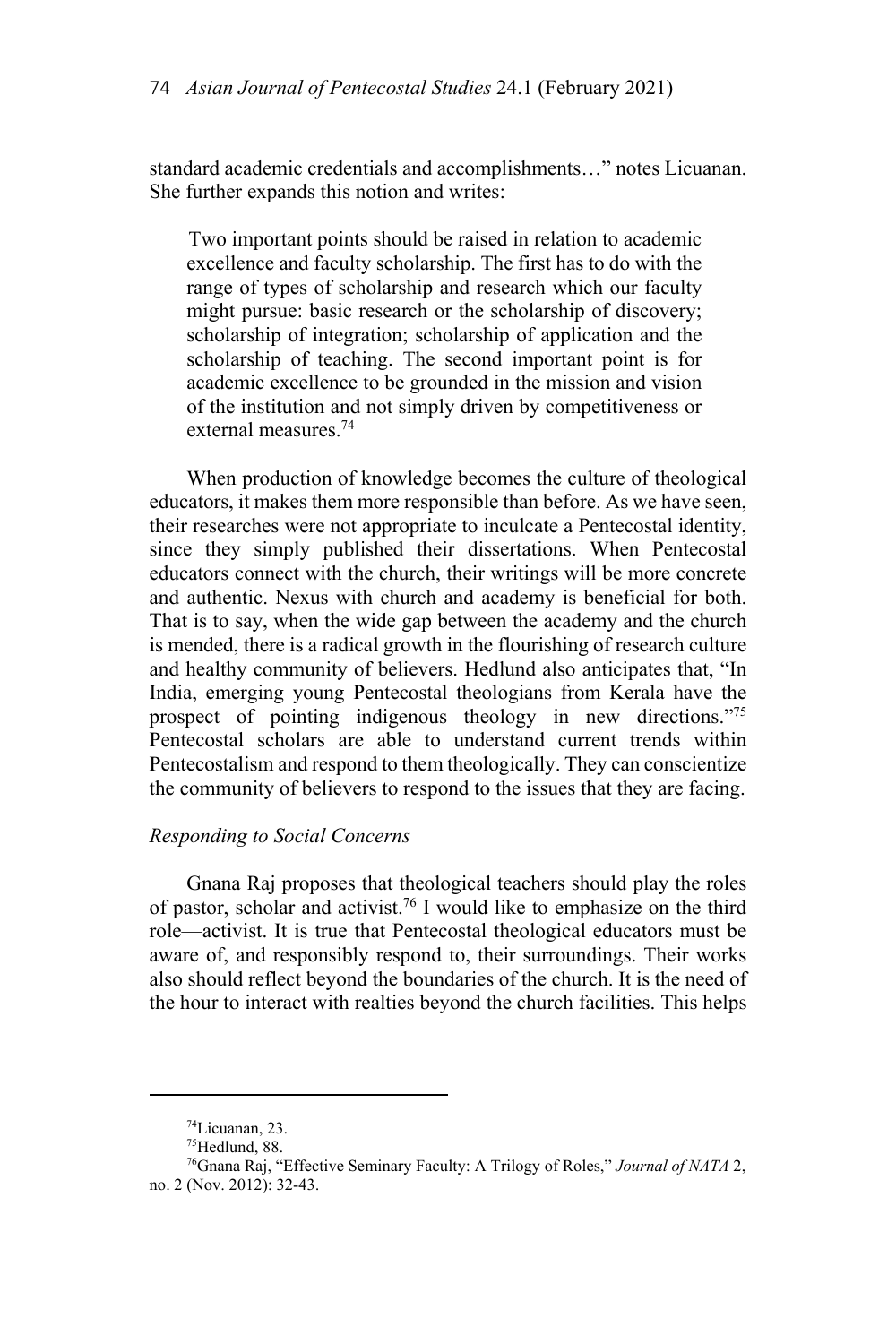standard academic credentials and accomplishments…" notes Licuanan. She further expands this notion and writes:

> Two important points should be raised in relation to academic excellence and faculty scholarship. The first has to do with the range of types of scholarship and research which our faculty might pursue: basic research or the scholarship of discovery; scholarship of integration; scholarship of application and the scholarship of teaching. The second important point is for academic excellence to be grounded in the mission and vision of the institution and not simply driven by competitiveness or external measures.[74]

When production of knowledge becomes the culture of theological educators, it makes them more responsible than before. As we have seen, their researches were not appropriate to inculcate a Pentecostal identity, since they simply published their dissertations. When Pentecostal educators connect with the church, their writings will be more concrete and authentic. Nexus with church and academy is beneficial for both. That is to say, when the wide gap between the academy and the church is mended, there is a radical growth in the flourishing of research culture and healthy community of believers. Hedlund also anticipates that, "In India, emerging young Pentecostal theologians from Kerala have the prospect of pointing indigenous theology in new directions."[75] Pentecostal scholars are able to understand current trends within Pentecostalism and respond to them theologically. They can conscientize the community of believers to respond to the issues that they are facing.

### *Responding to Social Concerns*

Gnana Raj proposes that theological teachers should play the roles of pastor, scholar and activist.[76] I would like to emphasize on the third role—activist. It is true that Pentecostal theological educators must be aware of, and responsibly respond to, their surroundings. Their works also should reflect beyond the boundaries of the church. It is the need of the hour to interact with realties beyond the church facilities. This helps

---

[74] Licuanan, 23.

[75] Hedlund, 88.

[76] Gnana Raj, "Effective Seminary Faculty: A Trilogy of Roles," *Journal of NATA* 2, no. 2 (Nov. 2012): 32-43.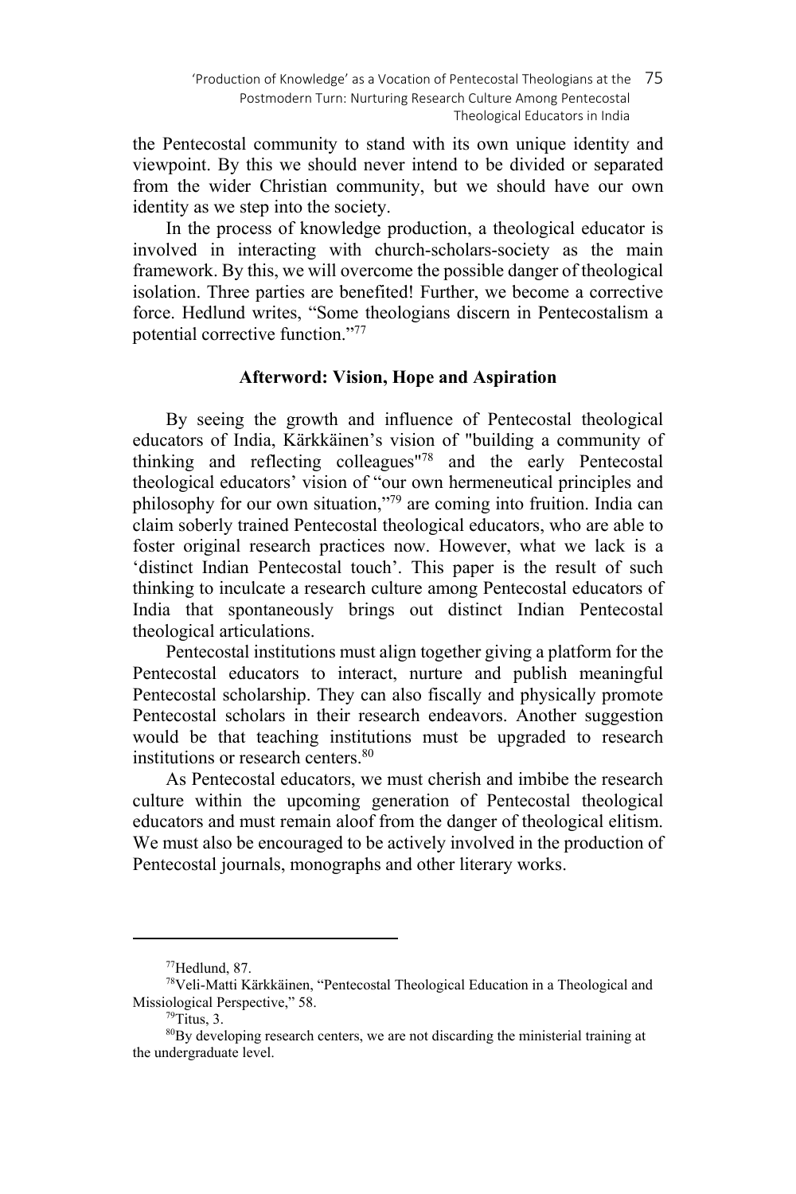the Pentecostal community to stand with its own unique identity and viewpoint. By this we should never intend to be divided or separated from the wider Christian community, but we should have our own identity as we step into the society.

In the process of knowledge production, a theological educator is involved in interacting with church-scholars-society as the main framework. By this, we will overcome the possible danger of theological isolation. Three parties are benefited! Further, we become a corrective force. Hedlund writes, "Some theologians discern in Pentecostalism a potential corrective function."[77]

### Afterword: Vision, Hope and Aspiration

By seeing the growth and influence of Pentecostal theological educators of India, Kärkkäinen's vision of "building a community of thinking and reflecting colleagues"[78] and the early Pentecostal theological educators' vision of "our own hermeneutical principles and philosophy for our own situation,"[79] are coming into fruition. India can claim soberly trained Pentecostal theological educators, who are able to foster original research practices now. However, what we lack is a 'distinct Indian Pentecostal touch'. This paper is the result of such thinking to inculcate a research culture among Pentecostal educators of India that spontaneously brings out distinct Indian Pentecostal theological articulations.

Pentecostal institutions must align together giving a platform for the Pentecostal educators to interact, nurture and publish meaningful Pentecostal scholarship. They can also fiscally and physically promote Pentecostal scholars in their research endeavors. Another suggestion would be that teaching institutions must be upgraded to research institutions or research centers.[80]

As Pentecostal educators, we must cherish and imbibe the research culture within the upcoming generation of Pentecostal theological educators and must remain aloof from the danger of theological elitism. We must also be encouraged to be actively involved in the production of Pentecostal journals, monographs and other literary works.

---

[77]Hedlund, 87.

[78]Veli-Matti Kärkkäinen, "Pentecostal Theological Education in a Theological and Missiological Perspective," 58.

[79]Titus, 3.

[80]By developing research centers, we are not discarding the ministerial training at the undergraduate level.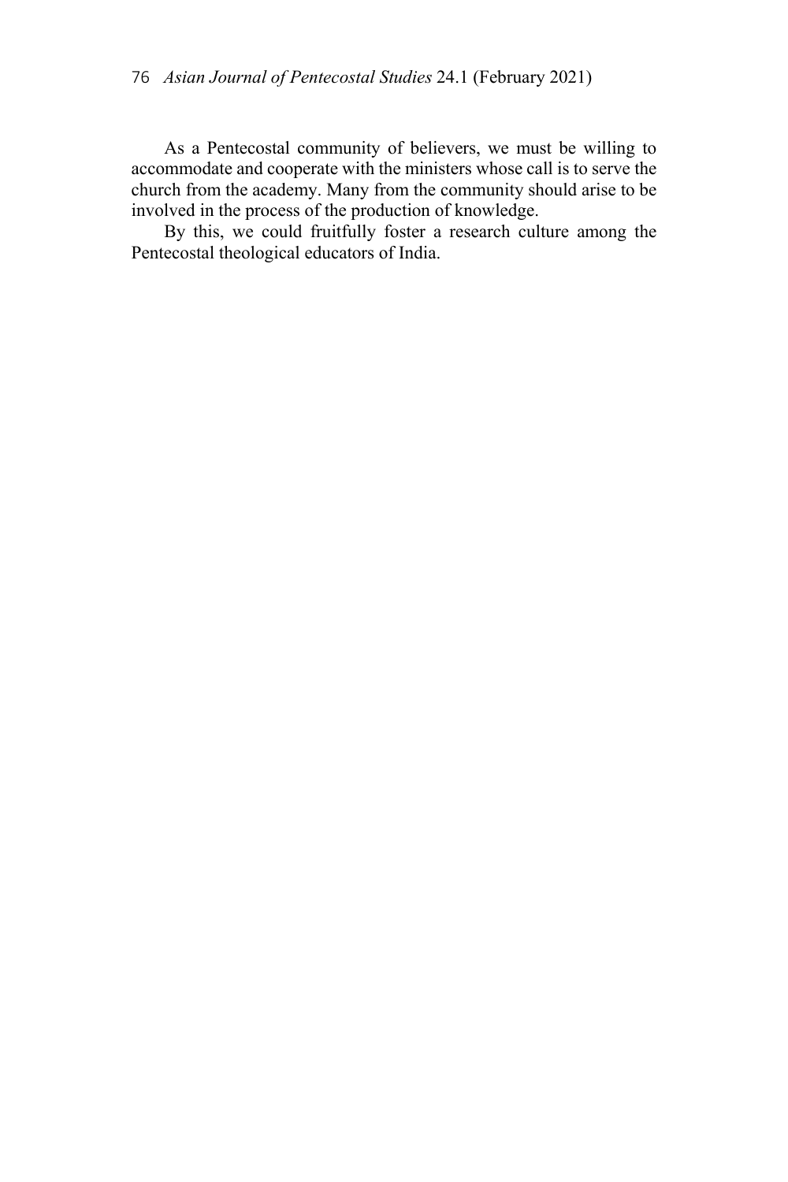As a Pentecostal community of believers, we must be willing to accommodate and cooperate with the ministers whose call is to serve the church from the academy. Many from the community should arise to be involved in the process of the production of knowledge.

By this, we could fruitfully foster a research culture among the Pentecostal theological educators of India.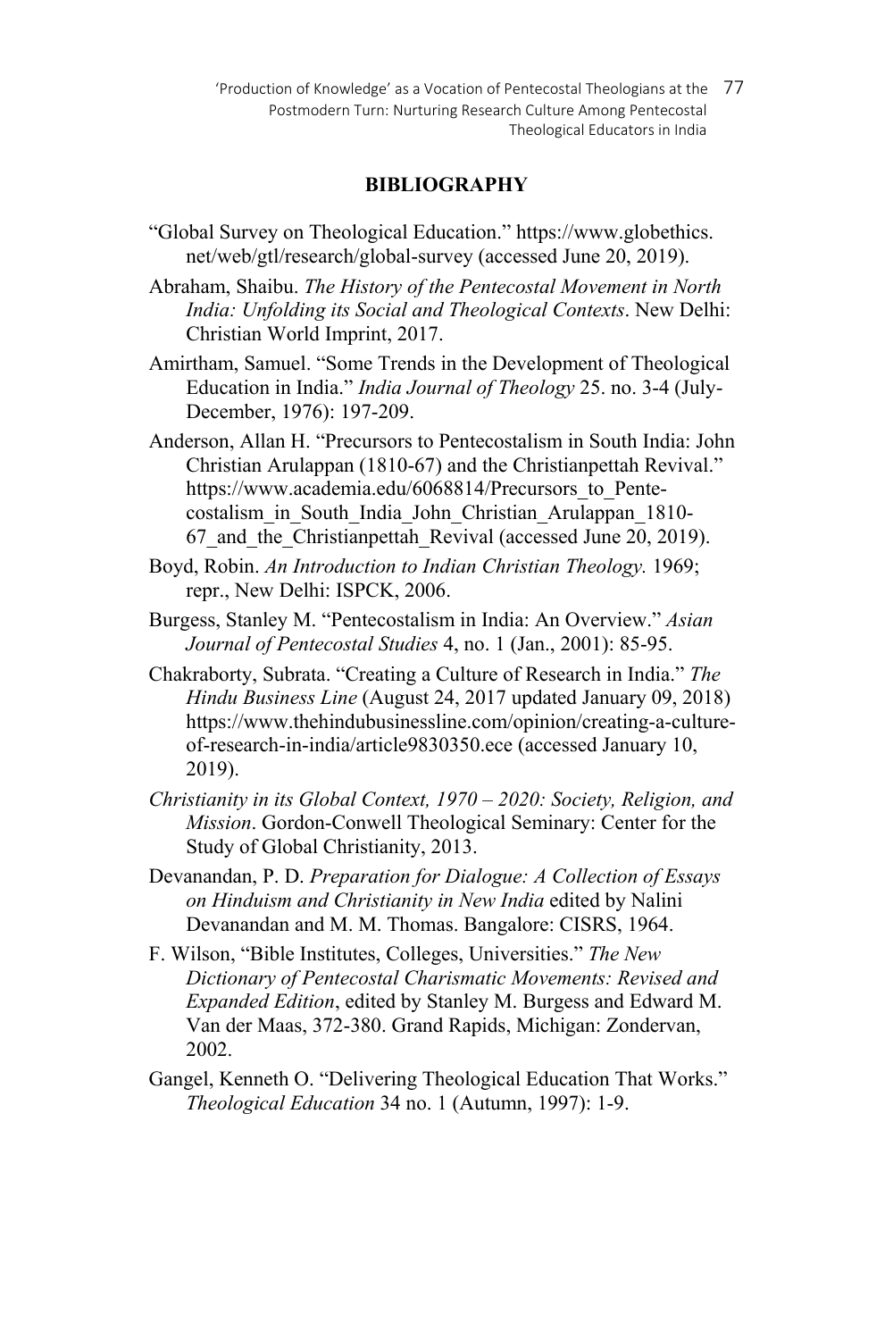## BIBLIOGRAPHY

"Global Survey on Theological Education." https://www.globethics.net/web/gtl/research/global-survey (accessed June 20, 2019).

Abraham, Shaibu. *The History of the Pentecostal Movement in North India: Unfolding its Social and Theological Contexts*. New Delhi: Christian World Imprint, 2017.

Amirtham, Samuel. "Some Trends in the Development of Theological Education in India." *India Journal of Theology* 25. no. 3-4 (July-December, 1976): 197-209.

Anderson, Allan H. "Precursors to Pentecostalism in South India: John Christian Arulappan (1810-67) and the Christianpettah Revival." https://www.academia.edu/6068814/Precursors_to_Pentecostalism_in_South_India_John_Christian_Arulappan_1810-67_and_the_Christianpettah_Revival (accessed June 20, 2019).

Boyd, Robin. *An Introduction to Indian Christian Theology.* 1969; repr., New Delhi: ISPCK, 2006.

Burgess, Stanley M. "Pentecostalism in India: An Overview." *Asian Journal of Pentecostal Studies* 4, no. 1 (Jan., 2001): 85-95.

Chakraborty, Subrata. "Creating a Culture of Research in India." *The Hindu Business Line* (August 24, 2017 updated January 09, 2018) https://www.thehindubusinessline.com/opinion/creating-a-culture-of-research-in-india/article9830350.ece (accessed January 10, 2019).

*Christianity in its Global Context, 1970 – 2020: Society, Religion, and Mission*. Gordon-Conwell Theological Seminary: Center for the Study of Global Christianity, 2013.

Devanandan, P. D. *Preparation for Dialogue: A Collection of Essays on Hinduism and Christianity in New India* edited by Nalini Devanandan and M. M. Thomas. Bangalore: CISRS, 1964.

F. Wilson, "Bible Institutes, Colleges, Universities." *The New Dictionary of Pentecostal Charismatic Movements: Revised and Expanded Edition*, edited by Stanley M. Burgess and Edward M. Van der Maas, 372-380. Grand Rapids, Michigan: Zondervan, 2002.

Gangel, Kenneth O. "Delivering Theological Education That Works." *Theological Education* 34 no. 1 (Autumn, 1997): 1-9.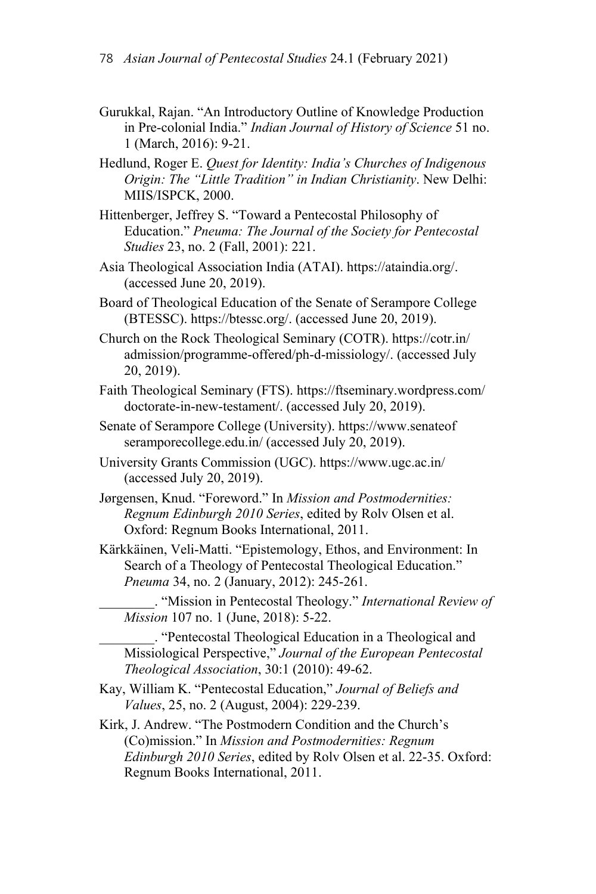Gurukkal, Rajan. "An Introductory Outline of Knowledge Production in Pre-colonial India." *Indian Journal of History of Science* 51 no. 1 (March, 2016): 9-21.

Hedlund, Roger E. *Quest for Identity: India's Churches of Indigenous Origin: The "Little Tradition" in Indian Christianity*. New Delhi: MIIS/ISPCK, 2000.

Hittenberger, Jeffrey S. "Toward a Pentecostal Philosophy of Education." *Pneuma: The Journal of the Society for Pentecostal Studies* 23, no. 2 (Fall, 2001): 221.

Asia Theological Association India (ATAI). https://ataindia.org/. (accessed June 20, 2019).

Board of Theological Education of the Senate of Serampore College (BTESSC). https://btessc.org/. (accessed June 20, 2019).

Church on the Rock Theological Seminary (COTR). https://cotr.in/admission/programme-offered/ph-d-missiology/. (accessed July 20, 2019).

Faith Theological Seminary (FTS). https://ftseminary.wordpress.com/doctorate-in-new-testament/. (accessed July 20, 2019).

Senate of Serampore College (University). https://www.senateofseramporecollege.edu.in/ (accessed July 20, 2019).

University Grants Commission (UGC). https://www.ugc.ac.in/ (accessed July 20, 2019).

Jørgensen, Knud. "Foreword." In *Mission and Postmodernities: Regnum Edinburgh 2010 Series*, edited by Rolv Olsen et al. Oxford: Regnum Books International, 2011.

Kärkkäinen, Veli-Matti. "Epistemology, Ethos, and Environment: In Search of a Theology of Pentecostal Theological Education." *Pneuma* 34, no. 2 (January, 2012): 245-261.

________. "Mission in Pentecostal Theology." *International Review of Mission* 107 no. 1 (June, 2018): 5-22.

________. "Pentecostal Theological Education in a Theological and Missiological Perspective," *Journal of the European Pentecostal Theological Association*, 30:1 (2010): 49-62.

Kay, William K. "Pentecostal Education," *Journal of Beliefs and Values*, 25, no. 2 (August, 2004): 229-239.

Kirk, J. Andrew. "The Postmodern Condition and the Church's (Co)mission." In *Mission and Postmodernities: Regnum Edinburgh 2010 Series*, edited by Rolv Olsen et al. 22-35. Oxford: Regnum Books International, 2011.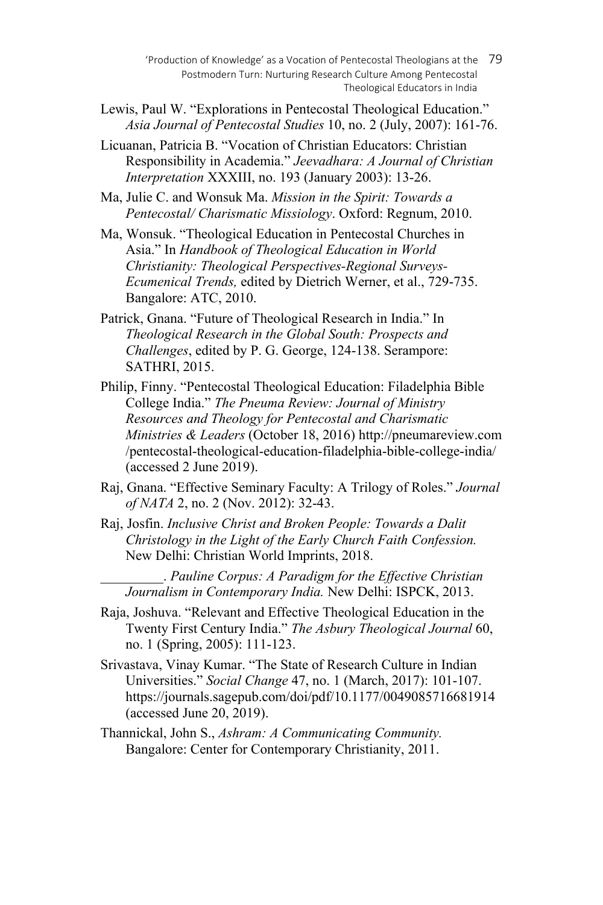Lewis, Paul W. “Explorations in Pentecostal Theological Education.” *Asia Journal of Pentecostal Studies* 10, no. 2 (July, 2007): 161-76.

Licuanan, Patricia B. “Vocation of Christian Educators: Christian Responsibility in Academia.” *Jeevadhara: A Journal of Christian Interpretation* XXXIII, no. 193 (January 2003): 13-26.

Ma, Julie C. and Wonsuk Ma. *Mission in the Spirit: Towards a Pentecostal/ Charismatic Missiology*. Oxford: Regnum, 2010.

Ma, Wonsuk. “Theological Education in Pentecostal Churches in Asia.” In *Handbook of Theological Education in World Christianity: Theological Perspectives-Regional Surveys-Ecumenical Trends,* edited by Dietrich Werner, et al., 729-735. Bangalore: ATC, 2010.

Patrick, Gnana. “Future of Theological Research in India.” In *Theological Research in the Global South: Prospects and Challenges*, edited by P. G. George, 124-138. Serampore: SATHRI, 2015.

Philip, Finny. “Pentecostal Theological Education: Filadelphia Bible College India.” *The Pneuma Review: Journal of Ministry Resources and Theology for Pentecostal and Charismatic Ministries & Leaders* (October 18, 2016) http://pneumareview.com/pentecostal-theological-education-filadelphia-bible-college-india/ (accessed 2 June 2019).

Raj, Gnana. “Effective Seminary Faculty: A Trilogy of Roles.” *Journal of NATA* 2, no. 2 (Nov. 2012): 32-43.

Raj, Josfin. *Inclusive Christ and Broken People: Towards a Dalit Christology in the Light of the Early Church Faith Confession.* New Delhi: Christian World Imprints, 2018.

_________. *Pauline Corpus: A Paradigm for the Effective Christian Journalism in Contemporary India.* New Delhi: ISPCK, 2013.

Raja, Joshuva. “Relevant and Effective Theological Education in the Twenty First Century India.” *The Asbury Theological Journal* 60, no. 1 (Spring, 2005): 111-123.

Srivastava, Vinay Kumar. “The State of Research Culture in Indian Universities.” *Social Change* 47, no. 1 (March, 2017): 101-107. https://journals.sagepub.com/doi/pdf/10.1177/0049085716681914 (accessed June 20, 2019).

Thannickal, John S., *Ashram: A Communicating Community.* Bangalore: Center for Contemporary Christianity, 2011.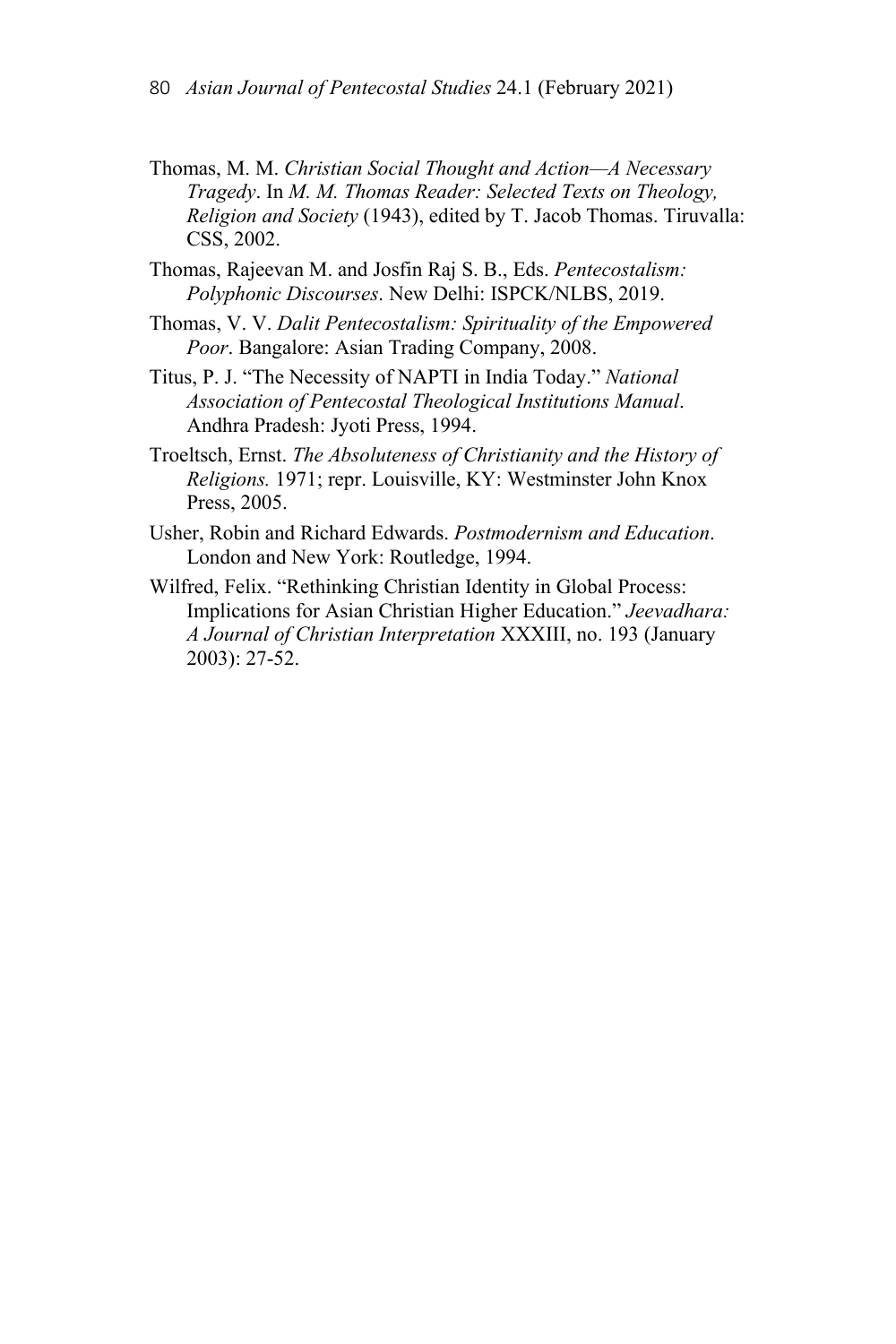Thomas, M. M. *Christian Social Thought and Action—A Necessary Tragedy*. In *M. M. Thomas Reader: Selected Texts on Theology, Religion and Society* (1943), edited by T. Jacob Thomas. Tiruvalla: CSS, 2002.

Thomas, Rajeevan M. and Josfin Raj S. B., Eds. *Pentecostalism: Polyphonic Discourses*. New Delhi: ISPCK/NLBS, 2019.

Thomas, V. V. *Dalit Pentecostalism: Spirituality of the Empowered Poor*. Bangalore: Asian Trading Company, 2008.

Titus, P. J. "The Necessity of NAPTI in India Today." *National Association of Pentecostal Theological Institutions Manual*. Andhra Pradesh: Jyoti Press, 1994.

Troeltsch, Ernst. *The Absoluteness of Christianity and the History of Religions.* 1971; repr. Louisville, KY: Westminster John Knox Press, 2005.

Usher, Robin and Richard Edwards. *Postmodernism and Education*. London and New York: Routledge, 1994.

Wilfred, Felix. "Rethinking Christian Identity in Global Process: Implications for Asian Christian Higher Education." *Jeevadhara: A Journal of Christian Interpretation* XXXIII, no. 193 (January 2003): 27-52.